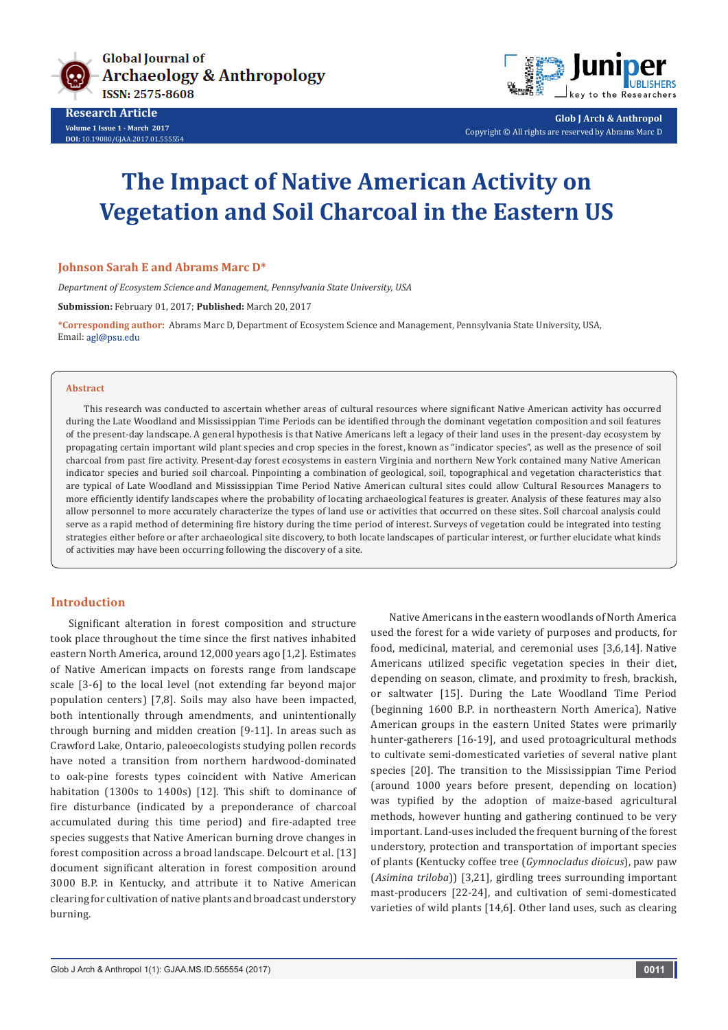Research Article

Volume 1 Issue 1 - March 2017

DOI: 10.19080/GJAA.2017.01.555554

Copyright © All rights are reserved by Abrams Marc D

# The Impact of Native American Activity on Vegetation and Soil Charcoal in the Eastern US

**Johnson Sarah E and Abrams Marc D***

*Department of Ecosystem Science and Management, Pennsylvania State University, USA*

**Submission:** February 01, 2017; **Published:** March 20, 2017

***Corresponding author:** Abrams Marc D, Department of Ecosystem Science and Management, Pennsylvania State University, USA, Email: agl@psu.edu

## Abstract

This research was conducted to ascertain whether areas of cultural resources where significant Native American activity has occurred during the Late Woodland and Mississippian Time Periods can be identified through the dominant vegetation composition and soil features of the present-day landscape. A general hypothesis is that Native Americans left a legacy of their land uses in the present-day ecosystem by propagating certain important wild plant species and crop species in the forest, known as "indicator species", as well as the presence of soil charcoal from past fire activity. Present-day forest ecosystems in eastern Virginia and northern New York contained many Native American indicator species and buried soil charcoal. Pinpointing a combination of geological, soil, topographical and vegetation characteristics that are typical of Late Woodland and Mississippian Time Period Native American cultural sites could allow Cultural Resources Managers to more efficiently identify landscapes where the probability of locating archaeological features is greater. Analysis of these features may also allow personnel to more accurately characterize the types of land use or activities that occurred on these sites. Soil charcoal analysis could serve as a rapid method of determining fire history during the time period of interest. Surveys of vegetation could be integrated into testing strategies either before or after archaeological site discovery, to both locate landscapes of particular interest, or further elucidate what kinds of activities may have been occurring following the discovery of a site.

## Introduction

Significant alteration in forest composition and structure took place throughout the time since the first natives inhabited eastern North America, around 12,000 years ago [1,2]. Estimates of Native American impacts on forests range from landscape scale [3-6] to the local level (not extending far beyond major population centers) [7,8]. Soils may also have been impacted, both intentionally through amendments, and unintentionally through burning and midden creation [9-11]. In areas such as Crawford Lake, Ontario, paleoecologists studying pollen records have noted a transition from northern hardwood-dominated to oak-pine forests types coincident with Native American habitation (1300s to 1400s) [12]. This shift to dominance of fire disturbance (indicated by a preponderance of charcoal accumulated during this time period) and fire-adapted tree species suggests that Native American burning drove changes in forest composition across a broad landscape. Delcourt et al. [13] document significant alteration in forest composition around 3000 B.P. in Kentucky, and attribute it to Native American clearing for cultivation of native plants and broadcast understory burning.

Native Americans in the eastern woodlands of North America used the forest for a wide variety of purposes and products, for food, medicinal, material, and ceremonial uses [3,6,14]. Native Americans utilized specific vegetation species in their diet, depending on season, climate, and proximity to fresh, brackish, or saltwater [15]. During the Late Woodland Time Period (beginning 1600 B.P. in northeastern North America), Native American groups in the eastern United States were primarily hunter-gatherers [16-19], and used protoagricultural methods to cultivate semi-domesticated varieties of several native plant species [20]. The transition to the Mississippian Time Period (around 1000 years before present, depending on location) was typified by the adoption of maize-based agricultural methods, however hunting and gathering continued to be very important. Land-uses included the frequent burning of the forest understory, protection and transportation of important species of plants (Kentucky coffee tree (*Gymnocladus dioicus*), paw paw (*Asimina triloba*)) [3,21], girdling trees surrounding important mast-producers [22-24], and cultivation of semi-domesticated varieties of wild plants [14,6]. Other land uses, such as clearing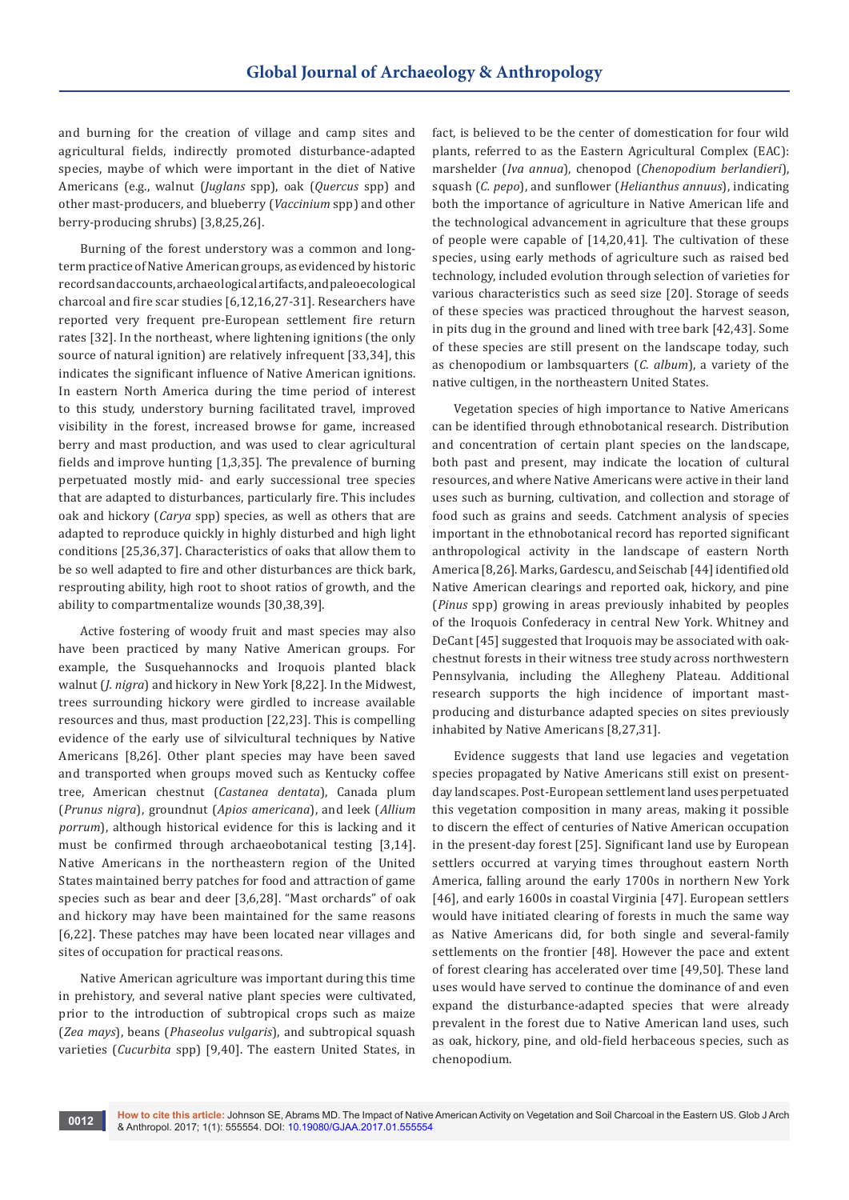and burning for the creation of village and camp sites and agricultural fields, indirectly promoted disturbance-adapted species, maybe of which were important in the diet of Native Americans (e.g., walnut (*Juglans* spp), oak (*Quercus* spp) and other mast-producers, and blueberry (*Vaccinium* spp) and other berry-producing shrubs) [3,8,25,26].

Burning of the forest understory was a common and long-term practice of Native American groups, as evidenced by historic records and accounts, archaeological artifacts, and paleoecological charcoal and fire scar studies [6,12,16,27-31]. Researchers have reported very frequent pre-European settlement fire return rates [32]. In the northeast, where lightening ignitions (the only source of natural ignition) are relatively infrequent [33,34], this indicates the significant influence of Native American ignitions. In eastern North America during the time period of interest to this study, understory burning facilitated travel, improved visibility in the forest, increased browse for game, increased berry and mast production, and was used to clear agricultural fields and improve hunting [1,3,35]. The prevalence of burning perpetuated mostly mid- and early successional tree species that are adapted to disturbances, particularly fire. This includes oak and hickory (*Carya* spp) species, as well as others that are adapted to reproduce quickly in highly disturbed and high light conditions [25,36,37]. Characteristics of oaks that allow them to be so well adapted to fire and other disturbances are thick bark, resprouting ability, high root to shoot ratios of growth, and the ability to compartmentalize wounds [30,38,39].

Active fostering of woody fruit and mast species may also have been practiced by many Native American groups. For example, the Susquehannocks and Iroquois planted black walnut (*J. nigra*) and hickory in New York [8,22]. In the Midwest, trees surrounding hickory were girdled to increase available resources and thus, mast production [22,23]. This is compelling evidence of the early use of silvicultural techniques by Native Americans [8,26]. Other plant species may have been saved and transported when groups moved such as Kentucky coffee tree, American chestnut (*Castanea dentata*), Canada plum (*Prunus nigra*), groundnut (*Apios americana*), and leek (*Allium porrum*), although historical evidence for this is lacking and it must be confirmed through archaeobotanical testing [3,14]. Native Americans in the northeastern region of the United States maintained berry patches for food and attraction of game species such as bear and deer [3,6,28]. "Mast orchards" of oak and hickory may have been maintained for the same reasons [6,22]. These patches may have been located near villages and sites of occupation for practical reasons.

Native American agriculture was important during this time in prehistory, and several native plant species were cultivated, prior to the introduction of subtropical crops such as maize (*Zea mays*), beans (*Phaseolus vulgaris*), and subtropical squash varieties (*Cucurbita* spp) [9,40]. The eastern United States, in fact, is believed to be the center of domestication for four wild plants, referred to as the Eastern Agricultural Complex (EAC): marshelder (*Iva annua*), chenopod (*Chenopodium berlandieri*), squash (*C. pepo*), and sunflower (*Helianthus annuus*), indicating both the importance of agriculture in Native American life and the technological advancement in agriculture that these groups of people were capable of [14,20,41]. The cultivation of these species, using early methods of agriculture such as raised bed technology, included evolution through selection of varieties for various characteristics such as seed size [20]. Storage of seeds of these species was practiced throughout the harvest season, in pits dug in the ground and lined with tree bark [42,43]. Some of these species are still present on the landscape today, such as chenopodium or lambsquarters (*C. album*), a variety of the native cultigen, in the northeastern United States.

Vegetation species of high importance to Native Americans can be identified through ethnobotanical research. Distribution and concentration of certain plant species on the landscape, both past and present, may indicate the location of cultural resources, and where Native Americans were active in their land uses such as burning, cultivation, and collection and storage of food such as grains and seeds. Catchment analysis of species important in the ethnobotanical record has reported significant anthropological activity in the landscape of eastern North America [8,26]. Marks, Gardescu, and Seischab [44] identified old Native American clearings and reported oak, hickory, and pine (*Pinus* spp) growing in areas previously inhabited by peoples of the Iroquois Confederacy in central New York. Whitney and DeCant [45] suggested that Iroquois may be associated with oak-chestnut forests in their witness tree study across northwestern Pennsylvania, including the Allegheny Plateau. Additional research supports the high incidence of important mast-producing and disturbance adapted species on sites previously inhabited by Native Americans [8,27,31].

Evidence suggests that land use legacies and vegetation species propagated by Native Americans still exist on present-day landscapes. Post-European settlement land uses perpetuated this vegetation composition in many areas, making it possible to discern the effect of centuries of Native American occupation in the present-day forest [25]. Significant land use by European settlers occurred at varying times throughout eastern North America, falling around the early 1700s in northern New York [46], and early 1600s in coastal Virginia [47]. European settlers would have initiated clearing of forests in much the same way as Native Americans did, for both single and several-family settlements on the frontier [48]. However the pace and extent of forest clearing has accelerated over time [49,50]. These land uses would have served to continue the dominance of and even expand the disturbance-adapted species that were already prevalent in the forest due to Native American land uses, such as oak, hickory, pine, and old-field herbaceous species, such as chenopodium.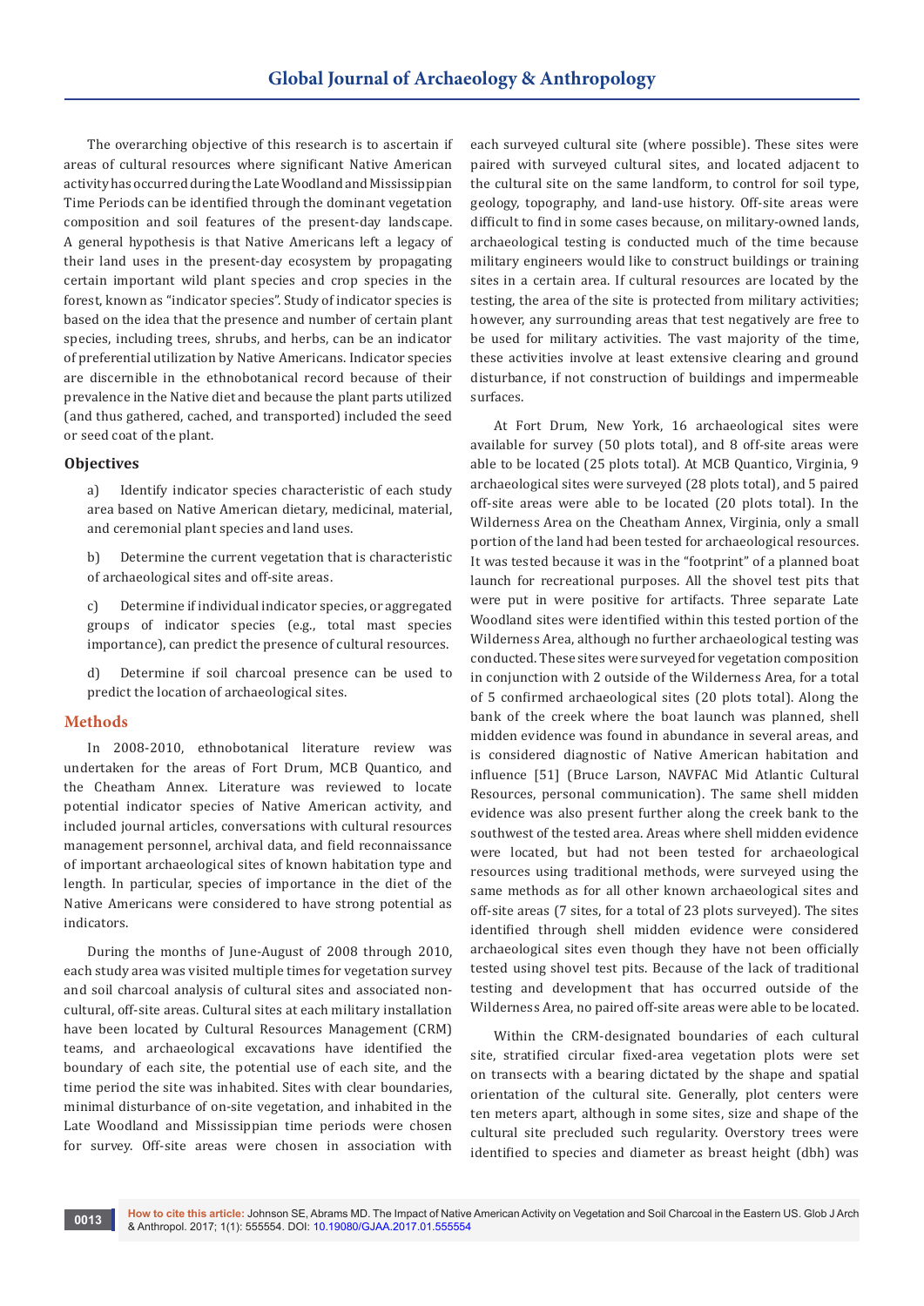The overarching objective of this research is to ascertain if areas of cultural resources where significant Native American activity has occurred during the Late Woodland and Mississippian Time Periods can be identified through the dominant vegetation composition and soil features of the present-day landscape. A general hypothesis is that Native Americans left a legacy of their land uses in the present-day ecosystem by propagating certain important wild plant species and crop species in the forest, known as "indicator species". Study of indicator species is based on the idea that the presence and number of certain plant species, including trees, shrubs, and herbs, can be an indicator of preferential utilization by Native Americans. Indicator species are discernible in the ethnobotanical record because of their prevalence in the Native diet and because the plant parts utilized (and thus gathered, cached, and transported) included the seed or seed coat of the plant.

### Objectives

a) Identify indicator species characteristic of each study area based on Native American dietary, medicinal, material, and ceremonial plant species and land uses.

b) Determine the current vegetation that is characteristic of archaeological sites and off-site areas.

c) Determine if individual indicator species, or aggregated groups of indicator species (e.g., total mast species importance), can predict the presence of cultural resources.

d) Determine if soil charcoal presence can be used to predict the location of archaeological sites.

## Methods

In 2008-2010, ethnobotanical literature review was undertaken for the areas of Fort Drum, MCB Quantico, and the Cheatham Annex. Literature was reviewed to locate potential indicator species of Native American activity, and included journal articles, conversations with cultural resources management personnel, archival data, and field reconnaissance of important archaeological sites of known habitation type and length. In particular, species of importance in the diet of the Native Americans were considered to have strong potential as indicators.

During the months of June-August of 2008 through 2010, each study area was visited multiple times for vegetation survey and soil charcoal analysis of cultural sites and associated non-cultural, off-site areas. Cultural sites at each military installation have been located by Cultural Resources Management (CRM) teams, and archaeological excavations have identified the boundary of each site, the potential use of each site, and the time period the site was inhabited. Sites with clear boundaries, minimal disturbance of on-site vegetation, and inhabited in the Late Woodland and Mississippian time periods were chosen for survey. Off-site areas were chosen in association with each surveyed cultural site (where possible). These sites were paired with surveyed cultural sites, and located adjacent to the cultural site on the same landform, to control for soil type, geology, topography, and land-use history. Off-site areas were difficult to find in some cases because, on military-owned lands, archaeological testing is conducted much of the time because military engineers would like to construct buildings or training sites in a certain area. If cultural resources are located by the testing, the area of the site is protected from military activities; however, any surrounding areas that test negatively are free to be used for military activities. The vast majority of the time, these activities involve at least extensive clearing and ground disturbance, if not construction of buildings and impermeable surfaces.

At Fort Drum, New York, 16 archaeological sites were available for survey (50 plots total), and 8 off-site areas were able to be located (25 plots total). At MCB Quantico, Virginia, 9 archaeological sites were surveyed (28 plots total), and 5 paired off-site areas were able to be located (20 plots total). In the Wilderness Area on the Cheatham Annex, Virginia, only a small portion of the land had been tested for archaeological resources. It was tested because it was in the "footprint" of a planned boat launch for recreational purposes. All the shovel test pits that were put in were positive for artifacts. Three separate Late Woodland sites were identified within this tested portion of the Wilderness Area, although no further archaeological testing was conducted. These sites were surveyed for vegetation composition in conjunction with 2 outside of the Wilderness Area, for a total of 5 confirmed archaeological sites (20 plots total). Along the bank of the creek where the boat launch was planned, shell midden evidence was found in abundance in several areas, and is considered diagnostic of Native American habitation and influence [51] (Bruce Larson, NAVFAC Mid Atlantic Cultural Resources, personal communication). The same shell midden evidence was also present further along the creek bank to the southwest of the tested area. Areas where shell midden evidence were located, but had not been tested for archaeological resources using traditional methods, were surveyed using the same methods as for all other known archaeological sites and off-site areas (7 sites, for a total of 23 plots surveyed). The sites identified through shell midden evidence were considered archaeological sites even though they have not been officially tested using shovel test pits. Because of the lack of traditional testing and development that has occurred outside of the Wilderness Area, no paired off-site areas were able to be located.

Within the CRM-designated boundaries of each cultural site, stratified circular fixed-area vegetation plots were set on transects with a bearing dictated by the shape and spatial orientation of the cultural site. Generally, plot centers were ten meters apart, although in some sites, size and shape of the cultural site precluded such regularity. Overstory trees were identified to species and diameter as breast height (dbh) was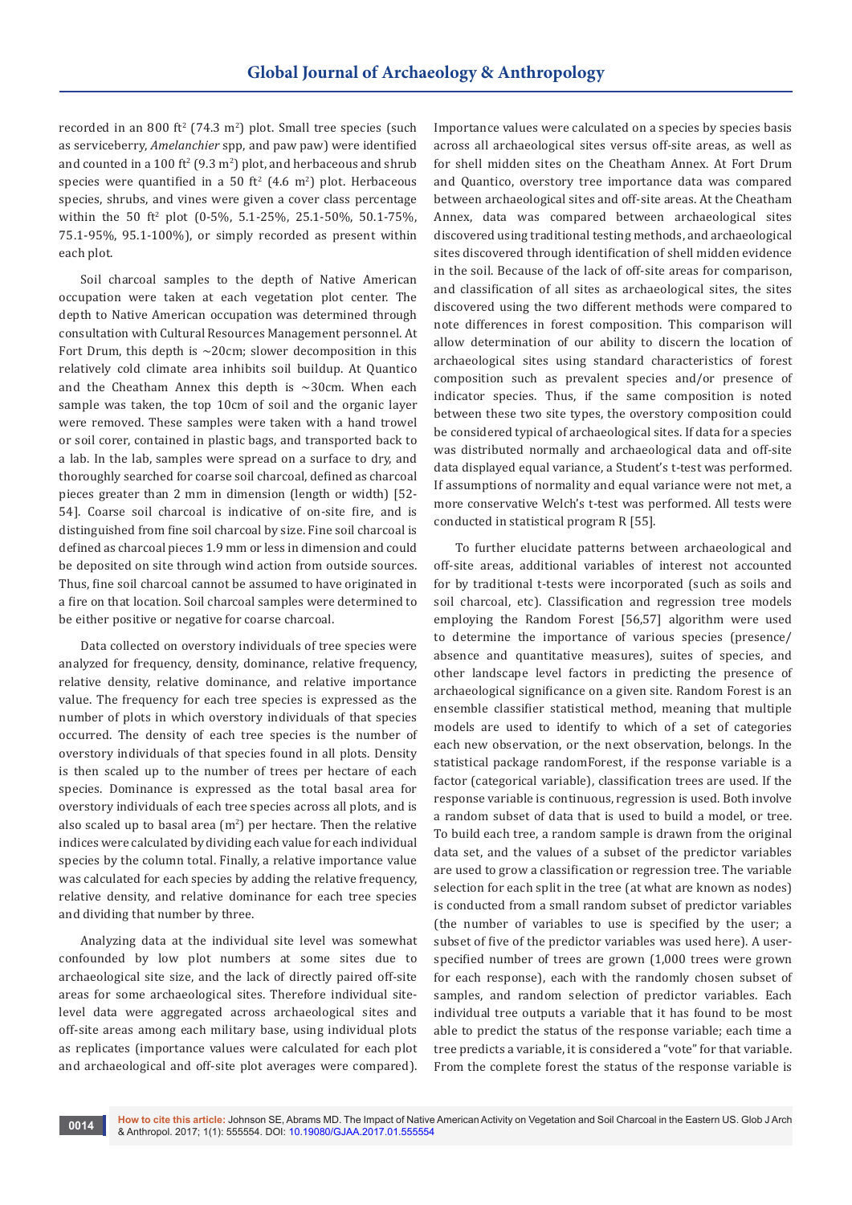recorded in an 800 ft$^2$ (74.3 m$^2$) plot. Small tree species (such as serviceberry, *Amelanchier* spp, and paw paw) were identified and counted in a 100 ft$^2$ (9.3 m$^2$) plot, and herbaceous and shrub species were quantified in a 50 ft$^2$ (4.6 m$^2$) plot. Herbaceous species, shrubs, and vines were given a cover class percentage within the 50 ft$^2$ plot (0-5%, 5.1-25%, 25.1-50%, 50.1-75%, 75.1-95%, 95.1-100%), or simply recorded as present within each plot.

Soil charcoal samples to the depth of Native American occupation were taken at each vegetation plot center. The depth to Native American occupation was determined through consultation with Cultural Resources Management personnel. At Fort Drum, this depth is ~20cm; slower decomposition in this relatively cold climate area inhibits soil buildup. At Quantico and the Cheatham Annex this depth is ~30cm. When each sample was taken, the top 10cm of soil and the organic layer were removed. These samples were taken with a hand trowel or soil corer, contained in plastic bags, and transported back to a lab. In the lab, samples were spread on a surface to dry, and thoroughly searched for coarse soil charcoal, defined as charcoal pieces greater than 2 mm in dimension (length or width) [52-54]. Coarse soil charcoal is indicative of on-site fire, and is distinguished from fine soil charcoal by size. Fine soil charcoal is defined as charcoal pieces 1.9 mm or less in dimension and could be deposited on site through wind action from outside sources. Thus, fine soil charcoal cannot be assumed to have originated in a fire on that location. Soil charcoal samples were determined to be either positive or negative for coarse charcoal.

Data collected on overstory individuals of tree species were analyzed for frequency, density, dominance, relative frequency, relative density, relative dominance, and relative importance value. The frequency for each tree species is expressed as the number of plots in which overstory individuals of that species occurred. The density of each tree species is the number of overstory individuals of that species found in all plots. Density is then scaled up to the number of trees per hectare of each species. Dominance is expressed as the total basal area for overstory individuals of each tree species across all plots, and is also scaled up to basal area (m$^2$) per hectare. Then the relative indices were calculated by dividing each value for each individual species by the column total. Finally, a relative importance value was calculated for each species by adding the relative frequency, relative density, and relative dominance for each tree species and dividing that number by three.

Analyzing data at the individual site level was somewhat confounded by low plot numbers at some sites due to archaeological site size, and the lack of directly paired off-site areas for some archaeological sites. Therefore individual site-level data were aggregated across archaeological sites and off-site areas among each military base, using individual plots as replicates (importance values were calculated for each plot and archaeological and off-site plot averages were compared). Importance values were calculated on a species by species basis across all archaeological sites versus off-site areas, as well as for shell midden sites on the Cheatham Annex. At Fort Drum and Quantico, overstory tree importance data was compared between archaeological sites and off-site areas. At the Cheatham Annex, data was compared between archaeological sites discovered using traditional testing methods, and archaeological sites discovered through identification of shell midden evidence in the soil. Because of the lack of off-site areas for comparison, and classification of all sites as archaeological sites, the sites discovered using the two different methods were compared to note differences in forest composition. This comparison will allow determination of our ability to discern the location of archaeological sites using standard characteristics of forest composition such as prevalent species and/or presence of indicator species. Thus, if the same composition is noted between these two site types, the overstory composition could be considered typical of archaeological sites. If data for a species was distributed normally and archaeological data and off-site data displayed equal variance, a Student's t-test was performed. If assumptions of normality and equal variance were not met, a more conservative Welch's t-test was performed. All tests were conducted in statistical program R [55].

To further elucidate patterns between archaeological and off-site areas, additional variables of interest not accounted for by traditional t-tests were incorporated (such as soils and soil charcoal, etc). Classification and regression tree models employing the Random Forest [56,57] algorithm were used to determine the importance of various species (presence/absence and quantitative measures), suites of species, and other landscape level factors in predicting the presence of archaeological significance on a given site. Random Forest is an ensemble classifier statistical method, meaning that multiple models are used to identify to which of a set of categories each new observation, or the next observation, belongs. In the statistical package randomForest, if the response variable is a factor (categorical variable), classification trees are used. If the response variable is continuous, regression is used. Both involve a random subset of data that is used to build a model, or tree. To build each tree, a random sample is drawn from the original data set, and the values of a subset of the predictor variables are used to grow a classification or regression tree. The variable selection for each split in the tree (at what are known as nodes) is conducted from a small random subset of predictor variables (the number of variables to use is specified by the user; a subset of five of the predictor variables was used here). A user-specified number of trees are grown (1,000 trees were grown for each response), each with the randomly chosen subset of samples, and random selection of predictor variables. Each individual tree outputs a variable that it has found to be most able to predict the status of the response variable; each time a tree predicts a variable, it is considered a "vote" for that variable. From the complete forest the status of the response variable is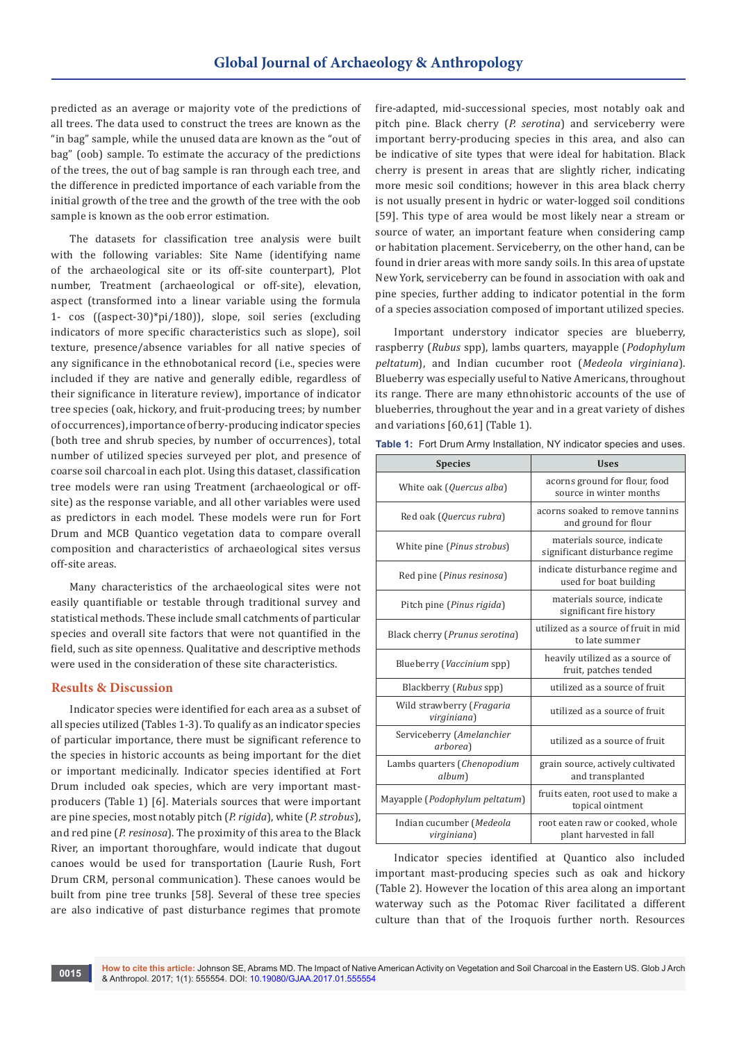predicted as an average or majority vote of the predictions of all trees. The data used to construct the trees are known as the "in bag" sample, while the unused data are known as the "out of bag" (oob) sample. To estimate the accuracy of the predictions of the trees, the out of bag sample is ran through each tree, and the difference in predicted importance of each variable from the initial growth of the tree and the growth of the tree with the oob sample is known as the oob error estimation.

The datasets for classification tree analysis were built with the following variables: Site Name (identifying name of the archaeological site or its off-site counterpart), Plot number, Treatment (archaeological or off-site), elevation, aspect (transformed into a linear variable using the formula 1- cos ((aspect-30)*pi/180)), slope, soil series (excluding indicators of more specific characteristics such as slope), soil texture, presence/absence variables for all native species of any significance in the ethnobotanical record (i.e., species were included if they are native and generally edible, regardless of their significance in literature review), importance of indicator tree species (oak, hickory, and fruit-producing trees; by number of occurrences), importance of berry-producing indicator species (both tree and shrub species, by number of occurrences), total number of utilized species surveyed per plot, and presence of coarse soil charcoal in each plot. Using this dataset, classification tree models were ran using Treatment (archaeological or off-site) as the response variable, and all other variables were used as predictors in each model. These models were run for Fort Drum and MCB Quantico vegetation data to compare overall composition and characteristics of archaeological sites versus off-site areas.

Many characteristics of the archaeological sites were not easily quantifiable or testable through traditional survey and statistical methods. These include small catchments of particular species and overall site factors that were not quantified in the field, such as site openness. Qualitative and descriptive methods were used in the consideration of these site characteristics.

## Results & Discussion

Indicator species were identified for each area as a subset of all species utilized (Tables 1-3). To qualify as an indicator species of particular importance, there must be significant reference to the species in historic accounts as being important for the diet or important medicinally. Indicator species identified at Fort Drum included oak species, which are very important mast-producers (Table 1) [6]. Materials sources that were important are pine species, most notably pitch (*P. rigida*), white (*P. strobus*), and red pine (*P. resinosa*). The proximity of this area to the Black River, an important thoroughfare, would indicate that dugout canoes would be used for transportation (Laurie Rush, Fort Drum CRM, personal communication). These canoes would be built from pine tree trunks [58]. Several of these tree species are also indicative of past disturbance regimes that promote fire-adapted, mid-successional species, most notably oak and pitch pine. Black cherry (*P. serotina*) and serviceberry were important berry-producing species in this area, and also can be indicative of site types that were ideal for habitation. Black cherry is present in areas that are slightly richer, indicating more mesic soil conditions; however in this area black cherry is not usually present in hydric or water-logged soil conditions [59]. This type of area would be most likely near a stream or source of water, an important feature when considering camp or habitation placement. Serviceberry, on the other hand, can be found in drier areas with more sandy soils. In this area of upstate New York, serviceberry can be found in association with oak and pine species, further adding to indicator potential in the form of a species association composed of important utilized species.

Important understory indicator species are blueberry, raspberry (*Rubus* spp), lambs quarters, mayapple (*Podophylum peltatum*), and Indian cucumber root (*Medeola virginiana*). Blueberry was especially useful to Native Americans, throughout its range. There are many ethnohistoric accounts of the use of blueberries, throughout the year and in a great variety of dishes and variations [60,61] (Table 1).

**Table 1:** Fort Drum Army Installation, NY indicator species and uses.

| Species | Uses |
|---|---|
| White oak (*Quercus alba*) | acorns ground for flour, food source in winter months |
| Red oak (*Quercus rubra*) | acorns soaked to remove tannins and ground for flour |
| White pine (*Pinus strobus*) | materials source, indicate significant disturbance regime |
| Red pine (*Pinus resinosa*) | indicate disturbance regime and used for boat building |
| Pitch pine (*Pinus rigida*) | materials source, indicate significant fire history |
| Black cherry (*Prunus serotina*) | utilized as a source of fruit in mid to late summer |
| Blueberry (*Vaccinium* spp) | heavily utilized as a source of fruit, patches tended |
| Blackberry (*Rubus* spp) | utilized as a source of fruit |
| Wild strawberry (*Fragaria virginiana*) | utilized as a source of fruit |
| Serviceberry (*Amelanchier arborea*) | utilized as a source of fruit |
| Lambs quarters (*Chenopodium album*) | grain source, actively cultivated and transplanted |
| Mayapple (*Podophylum peltatum*) | fruits eaten, root used to make a topical ointment |
| Indian cucumber (*Medeola virginiana*) | root eaten raw or cooked, whole plant harvested in fall |

Indicator species identified at Quantico also included important mast-producing species such as oak and hickory (Table 2). However the location of this area along an important waterway such as the Potomac River facilitated a different culture than that of the Iroquois further north. Resources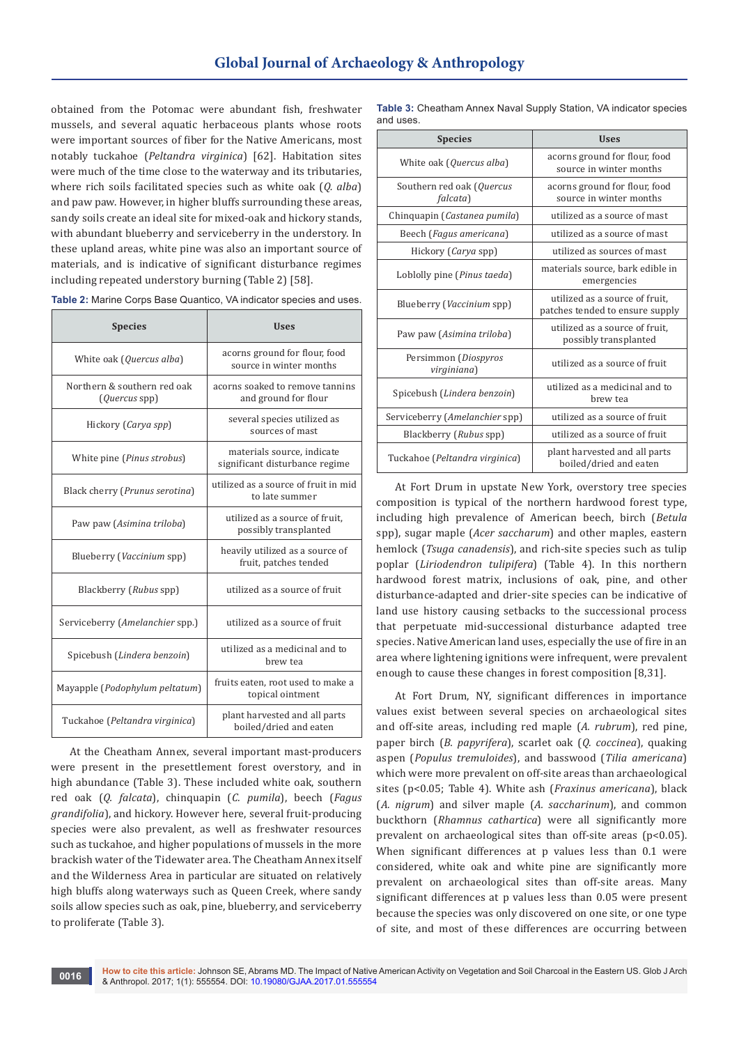obtained from the Potomac were abundant fish, freshwater mussels, and several aquatic herbaceous plants whose roots were important sources of fiber for the Native Americans, most notably tuckahoe (*Peltandra virginica*) [62]. Habitation sites were much of the time close to the waterway and its tributaries, where rich soils facilitated species such as white oak (*Q. alba*) and paw paw. However, in higher bluffs surrounding these areas, sandy soils create an ideal site for mixed-oak and hickory stands, with abundant blueberry and serviceberry in the understory. In these upland areas, white pine was also an important source of materials, and is indicative of significant disturbance regimes including repeated understory burning (Table 2) [58].

**Table 2:** Marine Corps Base Quantico, VA indicator species and uses.

| Species | Uses |
|---|---|
| White oak (*Quercus alba*) | acorns ground for flour, food source in winter months |
| Northern & southern red oak (*Quercus* spp) | acorns soaked to remove tannins and ground for flour |
| Hickory (*Carya spp*) | several species utilized as sources of mast |
| White pine (*Pinus strobus*) | materials source, indicate significant disturbance regime |
| Black cherry (*Prunus serotina*) | utilized as a source of fruit in mid to late summer |
| Paw paw (*Asimina triloba*) | utilized as a source of fruit, possibly transplanted |
| Blueberry (*Vaccinium* spp) | heavily utilized as a source of fruit, patches tended |
| Blackberry (*Rubus* spp) | utilized as a source of fruit |
| Serviceberry (*Amelanchier* spp.) | utilized as a source of fruit |
| Spicebush (*Lindera benzoin*) | utilized as a medicinal and to brew tea |
| Mayapple (*Podophylum peltatum*) | fruits eaten, root used to make a topical ointment |
| Tuckahoe (*Peltandra virginica*) | plant harvested and all parts boiled/dried and eaten |

At the Cheatham Annex, several important mast-producers were present in the presettlement forest overstory, and in high abundance (Table 3). These included white oak, southern red oak (*Q. falcata*), chinquapin (*C. pumila*), beech (*Fagus grandifolia*), and hickory. However here, several fruit-producing species were also prevalent, as well as freshwater resources such as tuckahoe, and higher populations of mussels in the more brackish water of the Tidewater area. The Cheatham Annex itself and the Wilderness Area in particular are situated on relatively high bluffs along waterways such as Queen Creek, where sandy soils allow species such as oak, pine, blueberry, and serviceberry to proliferate (Table 3).

**Table 3:** Cheatham Annex Naval Supply Station, VA indicator species and uses.

| Species | Uses |
|---|---|
| White oak (*Quercus alba*) | acorns ground for flour, food source in winter months |
| Southern red oak (*Quercus falcata*) | acorns ground for flour, food source in winter months |
| Chinquapin (*Castanea pumila*) | utilized as a source of mast |
| Beech (*Fagus americana*) | utilized as a source of mast |
| Hickory (*Carya* spp) | utilized as sources of mast |
| Loblolly pine (*Pinus taeda*) | materials source, bark edible in emergencies |
| Blueberry (*Vaccinium* spp) | utilized as a source of fruit, patches tended to ensure supply |
| Paw paw (*Asimina triloba*) | utilized as a source of fruit, possibly transplanted |
| Persimmon (*Diospyros virginiana*) | utilized as a source of fruit |
| Spicebush (*Lindera benzoin*) | utilized as a medicinal and to brew tea |
| Serviceberry (*Amelanchier* spp) | utilized as a source of fruit |
| Blackberry (*Rubus* spp) | utilized as a source of fruit |
| Tuckahoe (*Peltandra virginica*) | plant harvested and all parts boiled/dried and eaten |

At Fort Drum in upstate New York, overstory tree species composition is typical of the northern hardwood forest type, including high prevalence of American beech, birch (*Betula* spp), sugar maple (*Acer saccharum*) and other maples, eastern hemlock (*Tsuga canadensis*), and rich-site species such as tulip poplar (*Liriodendron tulipifera*) (Table 4). In this northern hardwood forest matrix, inclusions of oak, pine, and other disturbance-adapted and drier-site species can be indicative of land use history causing setbacks to the successional process that perpetuate mid-successional disturbance adapted tree species. Native American land uses, especially the use of fire in an area where lightening ignitions were infrequent, were prevalent enough to cause these changes in forest composition [8,31].

At Fort Drum, NY, significant differences in importance values exist between several species on archaeological sites and off-site areas, including red maple (*A. rubrum*), red pine, paper birch (*B. papyrifera*), scarlet oak (*Q. coccinea*), quaking aspen (*Populus tremuloides*), and basswood (*Tilia americana*) which were more prevalent on off-site areas than archaeological sites ($p<0.05$; Table 4). White ash (*Fraxinus americana*), black (*A. nigrum*) and silver maple (*A. saccharinum*), and common buckthorn (*Rhamnus cathartica*) were all significantly more prevalent on archaeological sites than off-site areas ($p<0.05$). When significant differences at p values less than 0.1 were considered, white oak and white pine are significantly more prevalent on archaeological sites than off-site areas. Many significant differences at p values less than 0.05 were present because the species was only discovered on one site, or one type of site, and most of these differences are occurring between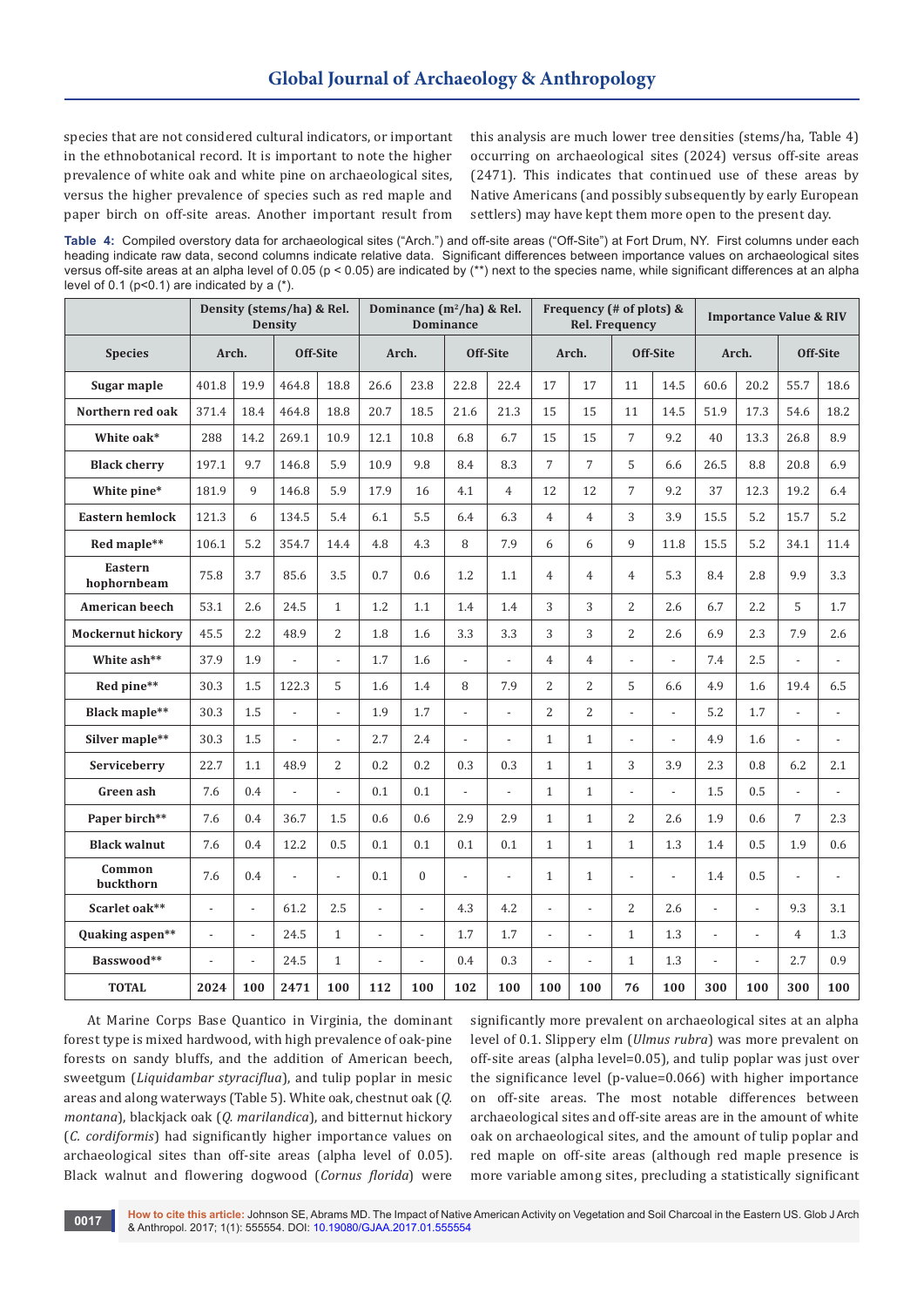species that are not considered cultural indicators, or important in the ethnobotanical record. It is important to note the higher prevalence of white oak and white pine on archaeological sites, versus the higher prevalence of species such as red maple and paper birch on off-site areas. Another important result from this analysis are much lower tree densities (stems/ha, Table 4) occurring on archaeological sites (2024) versus off-site areas (2471). This indicates that continued use of these areas by Native Americans (and possibly subsequently by early European settlers) may have kept them more open to the present day.

**Table 4:** Compiled overstory data for archaeological sites ("Arch.") and off-site areas ("Off-Site") at Fort Drum, NY. First columns under each heading indicate raw data, second columns indicate relative data. Significant differences between importance values on archaeological sites versus off-site areas at an alpha level of 0.05 ($p < 0.05$) are indicated by (**) next to the species name, while significant differences at an alpha level of 0.1 ($p<0.1$) are indicated by a (*).

| | Density (stems/ha) & Rel. Density | | | | Dominance (m²/ha) & Rel. Dominance | | | | Frequency (# of plots) & Rel. Frequency | | | | Importance Value & RIV | | | |
|---|---|---|---|---|---|---|---|---|---|---|---|---|---|---|---|---|
| **Species** | **Arch.** | | **Off-Site** | | **Arch.** | | **Off-Site** | | **Arch.** | | **Off-Site** | | **Arch.** | | **Off-Site** | |
| **Sugar maple** | 401.8 | 19.9 | 464.8 | 18.8 | 26.6 | 23.8 | 22.8 | 22.4 | 17 | 17 | 11 | 14.5 | 60.6 | 20.2 | 55.7 | 18.6 |
| **Northern red oak** | 371.4 | 18.4 | 464.8 | 18.8 | 20.7 | 18.5 | 21.6 | 21.3 | 15 | 15 | 11 | 14.5 | 51.9 | 17.3 | 54.6 | 18.2 |
| **White oak*** | 288 | 14.2 | 269.1 | 10.9 | 12.1 | 10.8 | 6.8 | 6.7 | 15 | 15 | 7 | 9.2 | 40 | 13.3 | 26.8 | 8.9 |
| **Black cherry** | 197.1 | 9.7 | 146.8 | 5.9 | 10.9 | 9.8 | 8.4 | 8.3 | 7 | 7 | 5 | 6.6 | 26.5 | 8.8 | 20.8 | 6.9 |
| **White pine*** | 181.9 | 9 | 146.8 | 5.9 | 17.9 | 16 | 4.1 | 4 | 12 | 12 | 7 | 9.2 | 37 | 12.3 | 19.2 | 6.4 |
| **Eastern hemlock** | 121.3 | 6 | 134.5 | 5.4 | 6.1 | 5.5 | 6.4 | 6.3 | 4 | 4 | 3 | 3.9 | 15.5 | 5.2 | 15.7 | 5.2 |
| **Red maple**** | 106.1 | 5.2 | 354.7 | 14.4 | 4.8 | 4.3 | 8 | 7.9 | 6 | 6 | 9 | 11.8 | 15.5 | 5.2 | 34.1 | 11.4 |
| **Eastern hophornbeam** | 75.8 | 3.7 | 85.6 | 3.5 | 0.7 | 0.6 | 1.2 | 1.1 | 4 | 4 | 4 | 5.3 | 8.4 | 2.8 | 9.9 | 3.3 |
| **American beech** | 53.1 | 2.6 | 24.5 | 1 | 1.2 | 1.1 | 1.4 | 1.4 | 3 | 3 | 2 | 2.6 | 6.7 | 2.2 | 5 | 1.7 |
| **Mockernut hickory** | 45.5 | 2.2 | 48.9 | 2 | 1.8 | 1.6 | 3.3 | 3.3 | 3 | 3 | 2 | 2.6 | 6.9 | 2.3 | 7.9 | 2.6 |
| **White ash**** | 37.9 | 1.9 | - | - | 1.7 | 1.6 | - | - | 4 | 4 | - | - | 7.4 | 2.5 | - | - |
| **Red pine**** | 30.3 | 1.5 | 122.3 | 5 | 1.6 | 1.4 | 8 | 7.9 | 2 | 2 | 5 | 6.6 | 4.9 | 1.6 | 19.4 | 6.5 |
| **Black maple**** | 30.3 | 1.5 | - | - | 1.9 | 1.7 | - | - | 2 | 2 | - | - | 5.2 | 1.7 | - | - |
| **Silver maple**** | 30.3 | 1.5 | - | - | 2.7 | 2.4 | - | - | 1 | 1 | - | - | 4.9 | 1.6 | - | - |
| **Serviceberry** | 22.7 | 1.1 | 48.9 | 2 | 0.2 | 0.2 | 0.3 | 0.3 | 1 | 1 | 3 | 3.9 | 2.3 | 0.8 | 6.2 | 2.1 |
| **Green ash** | 7.6 | 0.4 | - | - | 0.1 | 0.1 | - | - | 1 | 1 | - | - | 1.5 | 0.5 | - | - |
| **Paper birch**** | 7.6 | 0.4 | 36.7 | 1.5 | 0.6 | 0.6 | 2.9 | 2.9 | 1 | 1 | 2 | 2.6 | 1.9 | 0.6 | 7 | 2.3 |
| **Black walnut** | 7.6 | 0.4 | 12.2 | 0.5 | 0.1 | 0.1 | 0.1 | 0.1 | 1 | 1 | 1 | 1.3 | 1.4 | 0.5 | 1.9 | 0.6 |
| **Common buckthorn** | 7.6 | 0.4 | - | - | 0.1 | 0 | - | - | 1 | 1 | - | - | 1.4 | 0.5 | - | - |
| **Scarlet oak**** | - | - | 61.2 | 2.5 | - | - | 4.3 | 4.2 | - | - | 2 | 2.6 | - | - | 9.3 | 3.1 |
| **Quaking aspen**** | - | - | 24.5 | 1 | - | - | 1.7 | 1.7 | - | - | 1 | 1.3 | - | - | 4 | 1.3 |
| **Basswood**** | - | - | 24.5 | 1 | - | - | 0.4 | 0.3 | - | - | 1 | 1.3 | - | - | 2.7 | 0.9 |
| **TOTAL** | **2024** | **100** | **2471** | **100** | **112** | **100** | **102** | **100** | **100** | **100** | **76** | **100** | **300** | **100** | **300** | **100** |

At Marine Corps Base Quantico in Virginia, the dominant forest type is mixed hardwood, with high prevalence of oak-pine forests on sandy bluffs, and the addition of American beech, sweetgum (*Liquidambar styraciflua*), and tulip poplar in mesic areas and along waterways (Table 5). White oak, chestnut oak (*Q. montana*), blackjack oak (*Q. marilandica*), and bitternut hickory (*C. cordiformis*) had significantly higher importance values on archaeological sites than off-site areas (alpha level of 0.05). Black walnut and flowering dogwood (*Cornus florida*) were significantly more prevalent on archaeological sites at an alpha level of 0.1. Slippery elm (*Ulmus rubra*) was more prevalent on off-site areas (alpha level=0.05), and tulip poplar was just over the significance level (p-value=0.066) with higher importance on off-site areas. The most notable differences between archaeological sites and off-site areas are in the amount of white oak on archaeological sites, and the amount of tulip poplar and red maple on off-site areas (although red maple presence is more variable among sites, precluding a statistically significant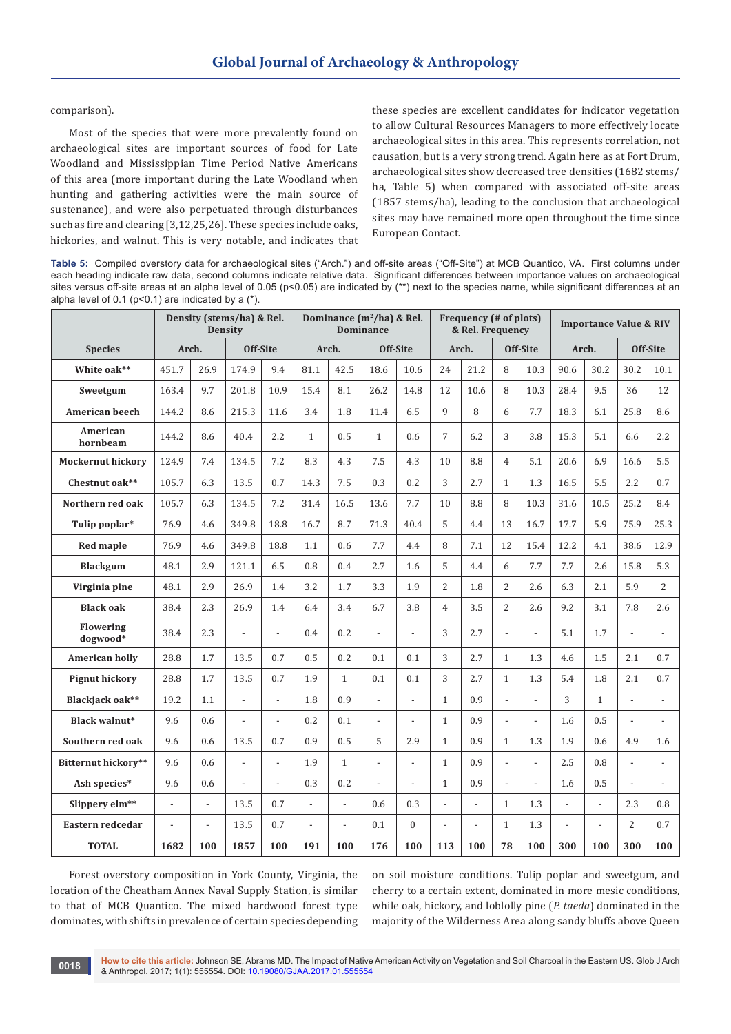comparison).

Most of the species that were more prevalently found on archaeological sites are important sources of food for Late Woodland and Mississippian Time Period Native Americans of this area (more important during the Late Woodland when hunting and gathering activities were the main source of sustenance), and were also perpetuated through disturbances such as fire and clearing [3,12,25,26]. These species include oaks, hickories, and walnut. This is very notable, and indicates that these species are excellent candidates for indicator vegetation to allow Cultural Resources Managers to more effectively locate archaeological sites in this area. This represents correlation, not causation, but is a very strong trend. Again here as at Fort Drum, archaeological sites show decreased tree densities (1682 stems/ha, Table 5) when compared with associated off-site areas (1857 stems/ha), leading to the conclusion that archaeological sites may have remained more open throughout the time since European Contact.

**Table 5:** Compiled overstory data for archaeological sites ("Arch.") and off-site areas ("Off-Site") at MCB Quantico, VA. First columns under each heading indicate raw data, second columns indicate relative data. Significant differences between importance values on archaeological sites versus off-site areas at an alpha level of 0.05 (p<0.05) are indicated by (**) next to the species name, while significant differences at an alpha level of 0.1 (p<0.1) are indicated by a (*).

| | Density (stems/ha) & Rel. Density | | | | Dominance ($m^2$/ha) & Rel. Dominance | | | | Frequency (# of plots) & Rel. Frequency | | | | Importance Value & RIV | | | |
|---|---|---|---|---|---|---|---|---|---|---|---|---|---|---|---|---|
| **Species** | Arch. | | Off-Site | | Arch. | | Off-Site | | Arch. | | Off-Site | | Arch. | | Off-Site | |
| **White oak**** | 451.7 | 26.9 | 174.9 | 9.4 | 81.1 | 42.5 | 18.6 | 10.6 | 24 | 21.2 | 8 | 10.3 | 90.6 | 30.2 | 30.2 | 10.1 |
| **Sweetgum** | 163.4 | 9.7 | 201.8 | 10.9 | 15.4 | 8.1 | 26.2 | 14.8 | 12 | 10.6 | 8 | 10.3 | 28.4 | 9.5 | 36 | 12 |
| **American beech** | 144.2 | 8.6 | 215.3 | 11.6 | 3.4 | 1.8 | 11.4 | 6.5 | 9 | 8 | 6 | 7.7 | 18.3 | 6.1 | 25.8 | 8.6 |
| **American hornbeam** | 144.2 | 8.6 | 40.4 | 2.2 | 1 | 0.5 | 1 | 0.6 | 7 | 6.2 | 3 | 3.8 | 15.3 | 5.1 | 6.6 | 2.2 |
| **Mockernut hickory** | 124.9 | 7.4 | 134.5 | 7.2 | 8.3 | 4.3 | 7.5 | 4.3 | 10 | 8.8 | 4 | 5.1 | 20.6 | 6.9 | 16.6 | 5.5 |
| **Chestnut oak**** | 105.7 | 6.3 | 13.5 | 0.7 | 14.3 | 7.5 | 0.3 | 0.2 | 3 | 2.7 | 1 | 1.3 | 16.5 | 5.5 | 2.2 | 0.7 |
| **Northern red oak** | 105.7 | 6.3 | 134.5 | 7.2 | 31.4 | 16.5 | 13.6 | 7.7 | 10 | 8.8 | 8 | 10.3 | 31.6 | 10.5 | 25.2 | 8.4 |
| **Tulip poplar*** | 76.9 | 4.6 | 349.8 | 18.8 | 16.7 | 8.7 | 71.3 | 40.4 | 5 | 4.4 | 13 | 16.7 | 17.7 | 5.9 | 75.9 | 25.3 |
| **Red maple** | 76.9 | 4.6 | 349.8 | 18.8 | 1.1 | 0.6 | 7.7 | 4.4 | 8 | 7.1 | 12 | 15.4 | 12.2 | 4.1 | 38.6 | 12.9 |
| **Blackgum** | 48.1 | 2.9 | 121.1 | 6.5 | 0.8 | 0.4 | 2.7 | 1.6 | 5 | 4.4 | 6 | 7.7 | 7.7 | 2.6 | 15.8 | 5.3 |
| **Virginia pine** | 48.1 | 2.9 | 26.9 | 1.4 | 3.2 | 1.7 | 3.3 | 1.9 | 2 | 1.8 | 2 | 2.6 | 6.3 | 2.1 | 5.9 | 2 |
| **Black oak** | 38.4 | 2.3 | 26.9 | 1.4 | 6.4 | 3.4 | 6.7 | 3.8 | 4 | 3.5 | 2 | 2.6 | 9.2 | 3.1 | 7.8 | 2.6 |
| **Flowering dogwood*** | 38.4 | 2.3 | - | - | 0.4 | 0.2 | - | - | 3 | 2.7 | - | - | 5.1 | 1.7 | - | - |
| **American holly** | 28.8 | 1.7 | 13.5 | 0.7 | 0.5 | 0.2 | 0.1 | 0.1 | 3 | 2.7 | 1 | 1.3 | 4.6 | 1.5 | 2.1 | 0.7 |
| **Pignut hickory** | 28.8 | 1.7 | 13.5 | 0.7 | 1.9 | 1 | 0.1 | 0.1 | 3 | 2.7 | 1 | 1.3 | 5.4 | 1.8 | 2.1 | 0.7 |
| **Blackjack oak**** | 19.2 | 1.1 | - | - | 1.8 | 0.9 | - | - | 1 | 0.9 | - | - | 3 | 1 | - | - |
| **Black walnut*** | 9.6 | 0.6 | - | - | 0.2 | 0.1 | - | - | 1 | 0.9 | - | - | 1.6 | 0.5 | - | - |
| **Southern red oak** | 9.6 | 0.6 | 13.5 | 0.7 | 0.9 | 0.5 | 5 | 2.9 | 1 | 0.9 | 1 | 1.3 | 1.9 | 0.6 | 4.9 | 1.6 |
| **Bitternut hickory**** | 9.6 | 0.6 | - | - | 1.9 | 1 | - | - | 1 | 0.9 | - | - | 2.5 | 0.8 | - | - |
| **Ash species*** | 9.6 | 0.6 | - | - | 0.3 | 0.2 | - | - | 1 | 0.9 | - | - | 1.6 | 0.5 | - | - |
| **Slippery elm**** | - | - | 13.5 | 0.7 | - | - | 0.6 | 0.3 | - | - | 1 | 1.3 | - | - | 2.3 | 0.8 |
| **Eastern redcedar** | - | - | 13.5 | 0.7 | - | - | 0.1 | 0 | - | - | 1 | 1.3 | - | - | 2 | 0.7 |
| **TOTAL** | **1682** | **100** | **1857** | **100** | **191** | **100** | **176** | **100** | **113** | **100** | **78** | **100** | **300** | **100** | **300** | **100** |

Forest overstory composition in York County, Virginia, the location of the Cheatham Annex Naval Supply Station, is similar to that of MCB Quantico. The mixed hardwood forest type dominates, with shifts in prevalence of certain species depending on soil moisture conditions. Tulip poplar and sweetgum, and cherry to a certain extent, dominated in more mesic conditions, while oak, hickory, and loblolly pine (*P. taeda*) dominated in the majority of the Wilderness Area along sandy bluffs above Queen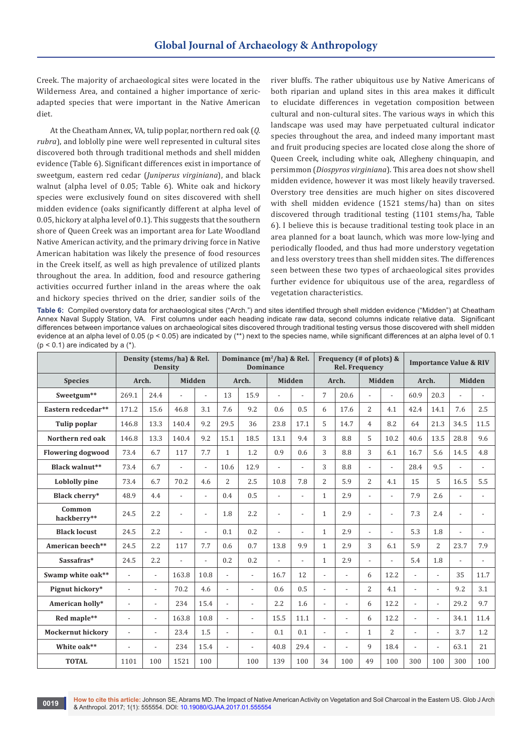Creek. The majority of archaeological sites were located in the Wilderness Area, and contained a higher importance of xeric-adapted species that were important in the Native American diet.

At the Cheatham Annex, VA, tulip poplar, northern red oak (*Q. rubra*), and loblolly pine were well represented in cultural sites discovered both through traditional methods and shell midden evidence (Table 6). Significant differences exist in importance of sweetgum, eastern red cedar (*Juniperus virginiana*), and black walnut (alpha level of 0.05; Table 6). White oak and hickory species were exclusively found on sites discovered with shell midden evidence (oaks significantly different at alpha level of 0.05, hickory at alpha level of 0.1). This suggests that the southern shore of Queen Creek was an important area for Late Woodland Native American activity, and the primary driving force in Native American habitation was likely the presence of food resources in the Creek itself, as well as high prevalence of utilized plants throughout the area. In addition, food and resource gathering activities occurred further inland in the areas where the oak and hickory species thrived on the drier, sandier soils of the river bluffs. The rather ubiquitous use by Native Americans of both riparian and upland sites in this area makes it difficult to elucidate differences in vegetation composition between cultural and non-cultural sites. The various ways in which this landscape was used may have perpetuated cultural indicator species throughout the area, and indeed many important mast and fruit producing species are located close along the shore of Queen Creek, including white oak, Allegheny chinquapin, and persimmon (*Diospyros virginiana*). This area does not show shell midden evidence, however it was most likely heavily traversed. Overstory tree densities are much higher on sites discovered with shell midden evidence (1521 stems/ha) than on sites discovered through traditional testing (1101 stems/ha, Table 6). I believe this is because traditional testing took place in an area planned for a boat launch, which was more low-lying and periodically flooded, and thus had more understory vegetation and less overstory trees than shell midden sites. The differences seen between these two types of archaeological sites provides further evidence for ubiquitous use of the area, regardless of vegetation characteristics.

**Table 6:** Compiled overstory data for archaeological sites ("Arch.") and sites identified through shell midden evidence ("Midden") at Cheatham Annex Naval Supply Station, VA. First columns under each heading indicate raw data, second columns indicate relative data. Significant differences between importance values on archaeological sites discovered through traditional testing versus those discovered with shell midden evidence at an alpha level of 0.05 ($p < 0.05$) are indicated by (**) next to the species name, while significant differences at an alpha level of 0.1 ($p < 0.1$) are indicated by a (*).

| | Density (stems/ha) & Rel. Density | | | | Dominance ($m^2$/ha) & Rel. Dominance | | | | Frequency (# of plots) & Rel. Frequency | | | | Importance Value & RIV | | | |
|---|---|---|---|---|---|---|---|---|---|---|---|---|---|---|---|---|
| Species | Arch. | | Midden | | Arch. | | Midden | | Arch. | | Midden | | Arch. | | Midden | |
| Sweetgum** | 269.1 | 24.4 | - | - | 13 | 15.9 | - | - | 7 | 20.6 | - | - | 60.9 | 20.3 | - | - |
| Eastern redcedar** | 171.2 | 15.6 | 46.8 | 3.1 | 7.6 | 9.2 | 0.6 | 0.5 | 6 | 17.6 | 2 | 4.1 | 42.4 | 14.1 | 7.6 | 2.5 |
| Tulip poplar | 146.8 | 13.3 | 140.4 | 9.2 | 29.5 | 36 | 23.8 | 17.1 | 5 | 14.7 | 4 | 8.2 | 64 | 21.3 | 34.5 | 11.5 |
| Northern red oak | 146.8 | 13.3 | 140.4 | 9.2 | 15.1 | 18.5 | 13.1 | 9.4 | 3 | 8.8 | 5 | 10.2 | 40.6 | 13.5 | 28.8 | 9.6 |
| Flowering dogwood | 73.4 | 6.7 | 117 | 7.7 | 1 | 1.2 | 0.9 | 0.6 | 3 | 8.8 | 3 | 6.1 | 16.7 | 5.6 | 14.5 | 4.8 |
| Black walnut** | 73.4 | 6.7 | - | - | 10.6 | 12.9 | - | - | 3 | 8.8 | - | - | 28.4 | 9.5 | - | - |
| Loblolly pine | 73.4 | 6.7 | 70.2 | 4.6 | 2 | 2.5 | 10.8 | 7.8 | 2 | 5.9 | 2 | 4.1 | 15 | 5 | 16.5 | 5.5 |
| Black cherry* | 48.9 | 4.4 | - | - | 0.4 | 0.5 | - | - | 1 | 2.9 | - | - | 7.9 | 2.6 | - | - |
| Common hackberry** | 24.5 | 2.2 | - | - | 1.8 | 2.2 | - | - | 1 | 2.9 | - | - | 7.3 | 2.4 | - | - |
| Black locust | 24.5 | 2.2 | - | - | 0.1 | 0.2 | - | - | 1 | 2.9 | - | - | 5.3 | 1.8 | - | - |
| American beech** | 24.5 | 2.2 | 117 | 7.7 | 0.6 | 0.7 | 13.8 | 9.9 | 1 | 2.9 | 3 | 6.1 | 5.9 | 2 | 23.7 | 7.9 |
| Sassafras* | 24.5 | 2.2 | - | - | 0.2 | 0.2 | - | - | 1 | 2.9 | - | - | 5.4 | 1.8 | - | - |
| Swamp white oak** | - | - | 163.8 | 10.8 | - | - | 16.7 | 12 | - | - | 6 | 12.2 | - | - | 35 | 11.7 |
| Pignut hickory* | - | - | 70.2 | 4.6 | - | - | 0.6 | 0.5 | - | - | 2 | 4.1 | - | - | 9.2 | 3.1 |
| American holly* | - | - | 234 | 15.4 | - | - | 2.2 | 1.6 | - | - | 6 | 12.2 | - | - | 29.2 | 9.7 |
| Red maple** | - | - | 163.8 | 10.8 | - | - | 15.5 | 11.1 | - | - | 6 | 12.2 | - | - | 34.1 | 11.4 |
| Mockernut hickory | - | - | 23.4 | 1.5 | - | - | 0.1 | 0.1 | - | - | 1 | 2 | - | - | 3.7 | 1.2 |
| White oak** | - | - | 234 | 15.4 | - | - | 40.8 | 29.4 | - | - | 9 | 18.4 | - | - | 63.1 | 21 |
| TOTAL | 1101 | 100 | 1521 | 100 | | 100 | 139 | 100 | 34 | 100 | 49 | 100 | 300 | 100 | 300 | 100 |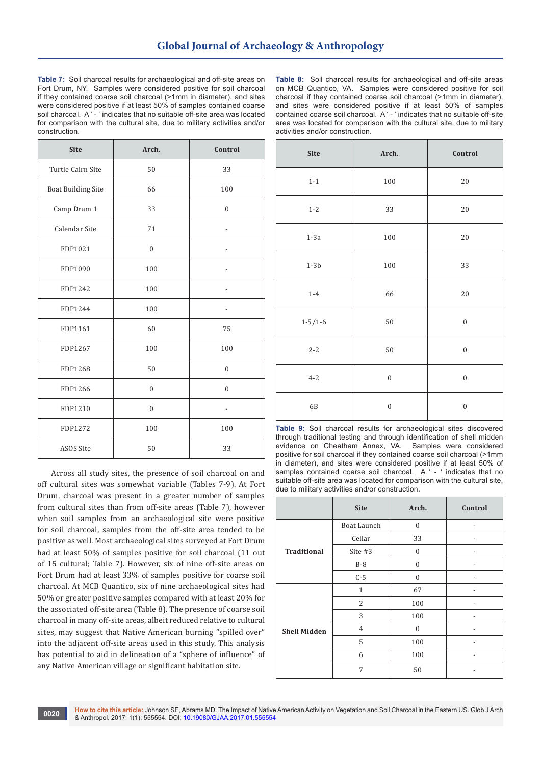**Table 7:** Soil charcoal results for archaeological and off-site areas on Fort Drum, NY. Samples were considered positive for soil charcoal if they contained coarse soil charcoal (>1mm in diameter), and sites were considered positive if at least 50% of samples contained coarse soil charcoal. A ' - ' indicates that no suitable off-site area was located for comparison with the cultural site, due to military activities and/or construction.

| Site | Arch. | Control |
|---|---|---|
| Turtle Cairn Site | 50 | 33 |
| Boat Building Site | 66 | 100 |
| Camp Drum 1 | 33 | 0 |
| Calendar Site | 71 | - |
| FDP1021 | 0 | - |
| FDP1090 | 100 | - |
| FDP1242 | 100 | - |
| FDP1244 | 100 | - |
| FDP1161 | 60 | 75 |
| FDP1267 | 100 | 100 |
| FDP1268 | 50 | 0 |
| FDP1266 | 0 | 0 |
| FDP1210 | 0 | - |
| FDP1272 | 100 | 100 |
| ASOS Site | 50 | 33 |

Across all study sites, the presence of soil charcoal on and off cultural sites was somewhat variable (Tables 7-9). At Fort Drum, charcoal was present in a greater number of samples from cultural sites than from off-site areas (Table 7), however when soil samples from an archaeological site were positive for soil charcoal, samples from the off-site area tended to be positive as well. Most archaeological sites surveyed at Fort Drum had at least 50% of samples positive for soil charcoal (11 out of 15 cultural; Table 7). However, six of nine off-site areas on Fort Drum had at least 33% of samples positive for coarse soil charcoal. At MCB Quantico, six of nine archaeological sites had 50% or greater positive samples compared with at least 20% for the associated off-site area (Table 8). The presence of coarse soil charcoal in many off-site areas, albeit reduced relative to cultural sites, may suggest that Native American burning "spilled over" into the adjacent off-site areas used in this study. This analysis has potential to aid in delineation of a "sphere of influence" of any Native American village or significant habitation site.

**Table 8:** Soil charcoal results for archaeological and off-site areas on MCB Quantico, VA. Samples were considered positive for soil charcoal if they contained coarse soil charcoal (>1mm in diameter), and sites were considered positive if at least 50% of samples contained coarse soil charcoal. A ' - ' indicates that no suitable off-site area was located for comparison with the cultural site, due to military activities and/or construction.

| Site | Arch. | Control |
|---|---|---|
| 1-1 | 100 | 20 |
| 1-2 | 33 | 20 |
| 1-3a | 100 | 20 |
| 1-3b | 100 | 33 |
| 1-4 | 66 | 20 |
| 1-5/1-6 | 50 | 0 |
| 2-2 | 50 | 0 |
| 4-2 | 0 | 0 |
| 6B | 0 | 0 |

**Table 9:** Soil charcoal results for archaeological sites discovered through traditional testing and through identification of shell midden evidence on Cheatham Annex, VA. Samples were considered positive for soil charcoal if they contained coarse soil charcoal (>1mm in diameter), and sites were considered positive if at least 50% of samples contained coarse soil charcoal. A ' - ' indicates that no suitable off-site area was located for comparison with the cultural site, due to military activities and/or construction.

| | Site | Arch. | Control |
|---|---|---|---|
| **Traditional** | Boat Launch | 0 | - |
| | Cellar | 33 | - |
| | Site #3 | 0 | - |
| | B-8 | 0 | - |
| | C-5 | 0 | - |
| **Shell Midden** | 1 | 67 | - |
| | 2 | 100 | - |
| | 3 | 100 | - |
| | 4 | 0 | - |
| | 5 | 100 | - |
| | 6 | 100 | - |
| | 7 | 50 | - |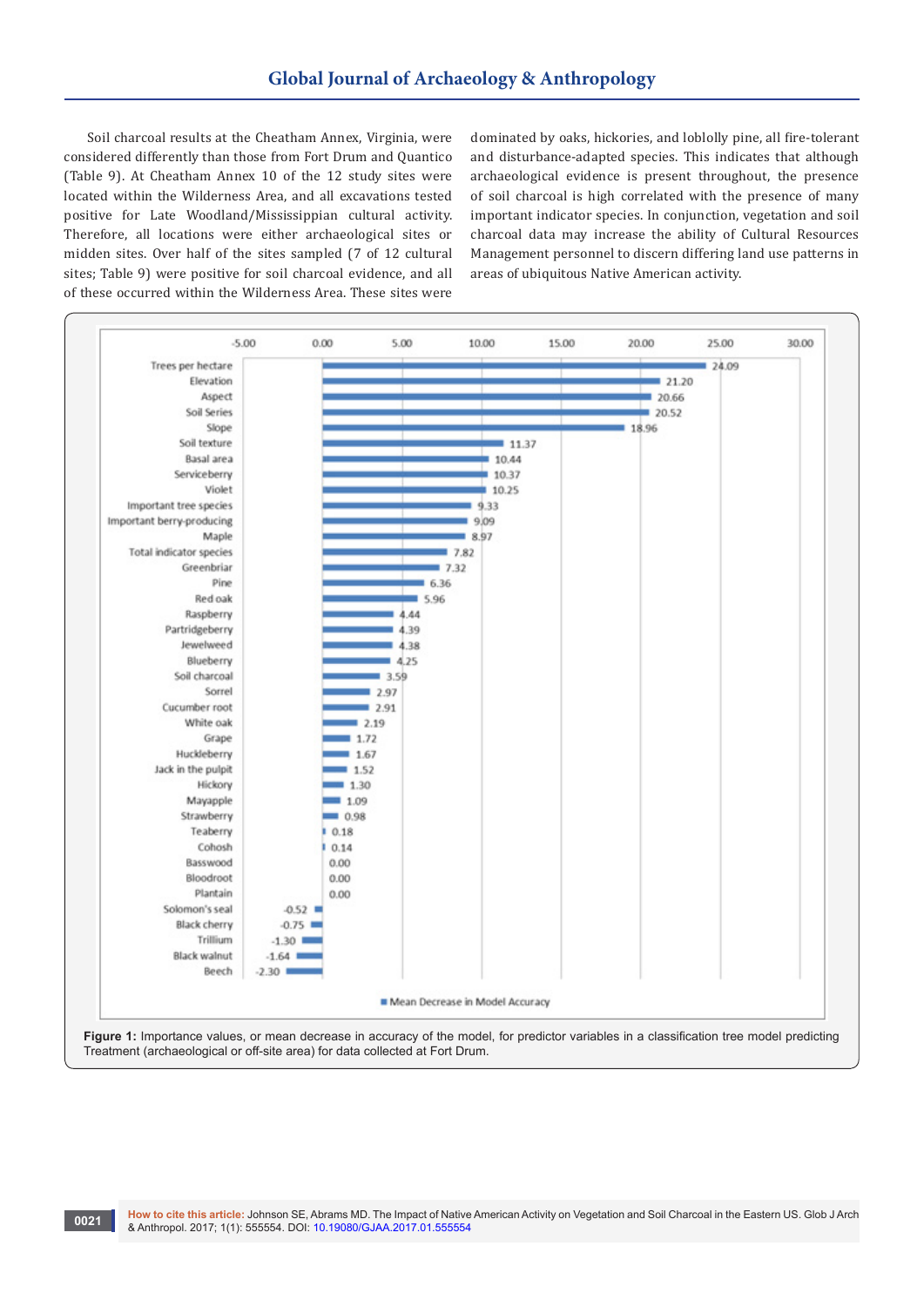Soil charcoal results at the Cheatham Annex, Virginia, were considered differently than those from Fort Drum and Quantico (Table 9). At Cheatham Annex 10 of the 12 study sites were located within the Wilderness Area, and all excavations tested positive for Late Woodland/Mississippian cultural activity. Therefore, all locations were either archaeological sites or midden sites. Over half of the sites sampled (7 of 12 cultural sites; Table 9) were positive for soil charcoal evidence, and all of these occurred within the Wilderness Area. These sites were dominated by oaks, hickories, and loblolly pine, all fire-tolerant and disturbance-adapted species. This indicates that although archaeological evidence is present throughout, the presence of soil charcoal is high correlated with the presence of many important indicator species. In conjunction, vegetation and soil charcoal data may increase the ability of Cultural Resources Management personnel to discern differing land use patterns in areas of ubiquitous Native American activity.

| Predictor variable | Mean Decrease in Model Accuracy |
|---|---|
| Trees per hectare | 24.09 |
| Elevation | 21.20 |
| Aspect | 20.66 |
| Soil Series | 20.52 |
| Slope | 18.96 |
| Soil texture | 11.37 |
| Basal area | 10.44 |
| Serviceberry | 10.37 |
| Violet | 10.25 |
| Important tree species | 9.33 |
| Important berry-producing | 9.09 |
| Maple | 8.97 |
| Total indicator species | 7.82 |
| Greenbriar | 7.32 |
| Pine | 6.36 |
| Red oak | 5.96 |
| Raspberry | 4.44 |
| Partridgeberry | 4.39 |
| Jewelweed | 4.38 |
| Blueberry | 4.25 |
| Soil charcoal | 3.59 |
| Sorrel | 2.97 |
| Cucumber root | 2.91 |
| White oak | 2.19 |
| Grape | 1.72 |
| Huckleberry | 1.67 |
| Jack in the pulpit | 1.52 |
| Hickory | 1.30 |
| Mayapple | 1.09 |
| Strawberry | 0.98 |
| Teaberry | 0.18 |
| Cohosh | 0.14 |
| Basswood | 0.00 |
| Bloodroot | 0.00 |
| Plantain | 0.00 |
| Solomon's seal | -0.52 |
| Black cherry | -0.75 |
| Trillium | -1.30 |
| Black walnut | -1.64 |
| Beech | -2.30 |

**Figure 1:** Importance values, or mean decrease in accuracy of the model, for predictor variables in a classification tree model predicting Treatment (archaeological or off-site area) for data collected at Fort Drum.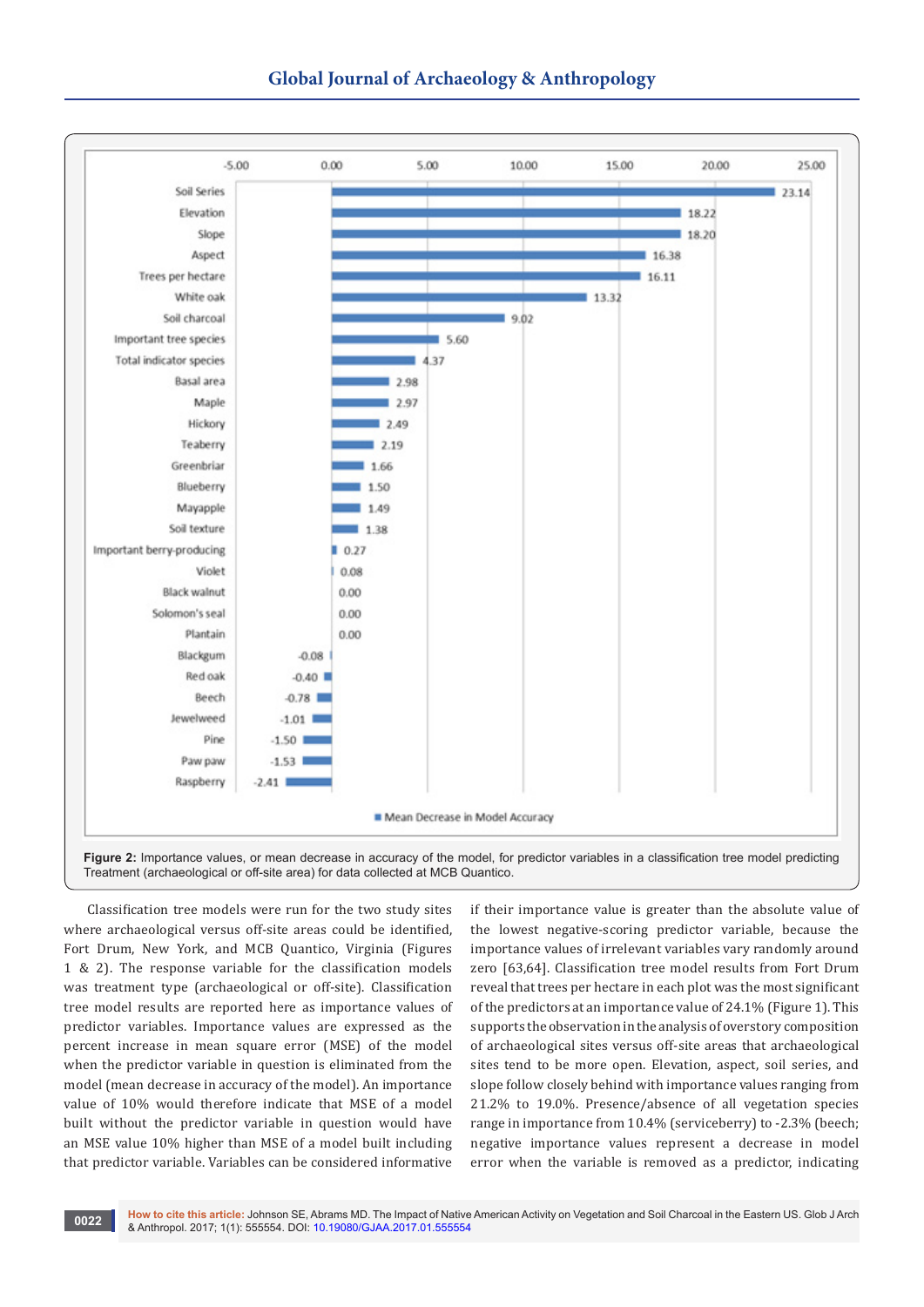| Predictor variable | Mean Decrease in Model Accuracy |
|---|---|
| Soil Series | 23.14 |
| Elevation | 18.22 |
| Slope | 18.20 |
| Aspect | 16.38 |
| Trees per hectare | 16.11 |
| White oak | 13.32 |
| Soil charcoal | 9.02 |
| Important tree species | 5.60 |
| Total indicator species | 4.37 |
| Basal area | 2.98 |
| Maple | 2.97 |
| Hickory | 2.49 |
| Teaberry | 2.19 |
| Greenbriar | 1.66 |
| Blueberry | 1.50 |
| Mayapple | 1.49 |
| Soil texture | 1.38 |
| Important berry-producing | 0.27 |
| Violet | 0.08 |
| Black walnut | 0.00 |
| Solomon's seal | 0.00 |
| Plantain | 0.00 |
| Blackgum | -0.08 |
| Red oak | -0.40 |
| Beech | -0.78 |
| Jewelweed | -1.01 |
| Pine | -1.50 |
| Paw paw | -1.53 |
| Raspberry | -2.41 |

**Figure 2:** Importance values, or mean decrease in accuracy of the model, for predictor variables in a classification tree model predicting Treatment (archaeological or off-site area) for data collected at MCB Quantico.

Classification tree models were run for the two study sites where archaeological versus off-site areas could be identified, Fort Drum, New York, and MCB Quantico, Virginia (Figures 1 & 2). The response variable for the classification models was treatment type (archaeological or off-site). Classification tree model results are reported here as importance values of predictor variables. Importance values are expressed as the percent increase in mean square error (MSE) of the model when the predictor variable in question is eliminated from the model (mean decrease in accuracy of the model). An importance value of 10% would therefore indicate that MSE of a model built without the predictor variable in question would have an MSE value 10% higher than MSE of a model built including that predictor variable. Variables can be considered informative if their importance value is greater than the absolute value of the lowest negative-scoring predictor variable, because the importance values of irrelevant variables vary randomly around zero [63,64]. Classification tree model results from Fort Drum reveal that trees per hectare in each plot was the most significant of the predictors at an importance value of 24.1% (Figure 1). This supports the observation in the analysis of overstory composition of archaeological sites versus off-site areas that archaeological sites tend to be more open. Elevation, aspect, soil series, and slope follow closely behind with importance values ranging from 21.2% to 19.0%. Presence/absence of all vegetation species range in importance from 10.4% (serviceberry) to -2.3% (beech; negative importance values represent a decrease in model error when the variable is removed as a predictor, indicating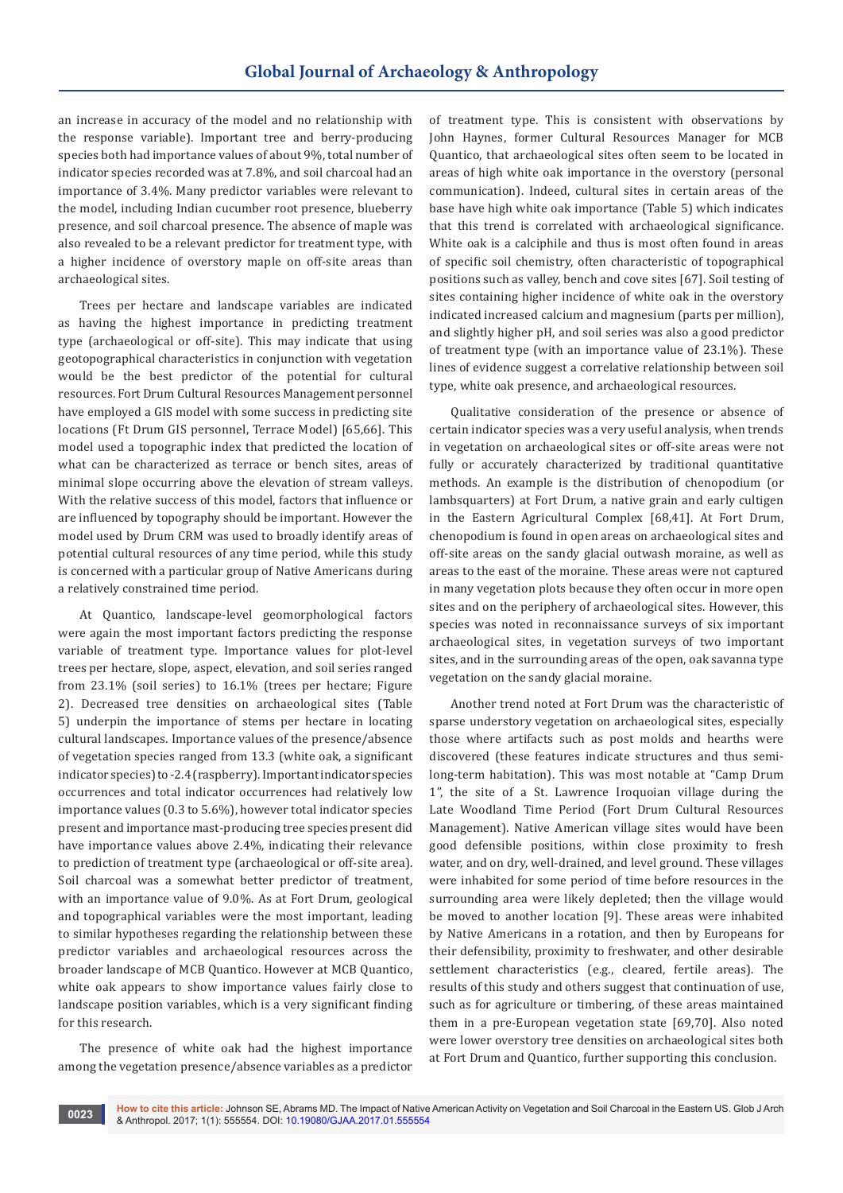an increase in accuracy of the model and no relationship with the response variable). Important tree and berry-producing species both had importance values of about 9%, total number of indicator species recorded was at 7.8%, and soil charcoal had an importance of 3.4%. Many predictor variables were relevant to the model, including Indian cucumber root presence, blueberry presence, and soil charcoal presence. The absence of maple was also revealed to be a relevant predictor for treatment type, with a higher incidence of overstory maple on off-site areas than archaeological sites.

Trees per hectare and landscape variables are indicated as having the highest importance in predicting treatment type (archaeological or off-site). This may indicate that using geotopographical characteristics in conjunction with vegetation would be the best predictor of the potential for cultural resources. Fort Drum Cultural Resources Management personnel have employed a GIS model with some success in predicting site locations (Ft Drum GIS personnel, Terrace Model) [65,66]. This model used a topographic index that predicted the location of what can be characterized as terrace or bench sites, areas of minimal slope occurring above the elevation of stream valleys. With the relative success of this model, factors that influence or are influenced by topography should be important. However the model used by Drum CRM was used to broadly identify areas of potential cultural resources of any time period, while this study is concerned with a particular group of Native Americans during a relatively constrained time period.

At Quantico, landscape-level geomorphological factors were again the most important factors predicting the response variable of treatment type. Importance values for plot-level trees per hectare, slope, aspect, elevation, and soil series ranged from 23.1% (soil series) to 16.1% (trees per hectare; Figure 2). Decreased tree densities on archaeological sites (Table 5) underpin the importance of stems per hectare in locating cultural landscapes. Importance values of the presence/absence of vegetation species ranged from 13.3 (white oak, a significant indicator species) to -2.4 (raspberry). Important indicator species occurrences and total indicator occurrences had relatively low importance values (0.3 to 5.6%), however total indicator species present and importance mast-producing tree species present did have importance values above 2.4%, indicating their relevance to prediction of treatment type (archaeological or off-site area). Soil charcoal was a somewhat better predictor of treatment, with an importance value of 9.0%. As at Fort Drum, geological and topographical variables were the most important, leading to similar hypotheses regarding the relationship between these predictor variables and archaeological resources across the broader landscape of MCB Quantico. However at MCB Quantico, white oak appears to show importance values fairly close to landscape position variables, which is a very significant finding for this research.

The presence of white oak had the highest importance among the vegetation presence/absence variables as a predictor of treatment type. This is consistent with observations by John Haynes, former Cultural Resources Manager for MCB Quantico, that archaeological sites often seem to be located in areas of high white oak importance in the overstory (personal communication). Indeed, cultural sites in certain areas of the base have high white oak importance (Table 5) which indicates that this trend is correlated with archaeological significance. White oak is a calciphile and thus is most often found in areas of specific soil chemistry, often characteristic of topographical positions such as valley, bench and cove sites [67]. Soil testing of sites containing higher incidence of white oak in the overstory indicated increased calcium and magnesium (parts per million), and slightly higher pH, and soil series was also a good predictor of treatment type (with an importance value of 23.1%). These lines of evidence suggest a correlative relationship between soil type, white oak presence, and archaeological resources.

Qualitative consideration of the presence or absence of certain indicator species was a very useful analysis, when trends in vegetation on archaeological sites or off-site areas were not fully or accurately characterized by traditional quantitative methods. An example is the distribution of chenopodium (or lambsquarters) at Fort Drum, a native grain and early cultigen in the Eastern Agricultural Complex [68,41]. At Fort Drum, chenopodium is found in open areas on archaeological sites and off-site areas on the sandy glacial outwash moraine, as well as areas to the east of the moraine. These areas were not captured in many vegetation plots because they often occur in more open sites and on the periphery of archaeological sites. However, this species was noted in reconnaissance surveys of six important archaeological sites, in vegetation surveys of two important sites, and in the surrounding areas of the open, oak savanna type vegetation on the sandy glacial moraine.

Another trend noted at Fort Drum was the characteristic of sparse understory vegetation on archaeological sites, especially those where artifacts such as post molds and hearths were discovered (these features indicate structures and thus semi-long-term habitation). This was most notable at "Camp Drum 1", the site of a St. Lawrence Iroquoian village during the Late Woodland Time Period (Fort Drum Cultural Resources Management). Native American village sites would have been good defensible positions, within close proximity to fresh water, and on dry, well-drained, and level ground. These villages were inhabited for some period of time before resources in the surrounding area were likely depleted; then the village would be moved to another location [9]. These areas were inhabited by Native Americans in a rotation, and then by Europeans for their defensibility, proximity to freshwater, and other desirable settlement characteristics (e.g., cleared, fertile areas). The results of this study and others suggest that continuation of use, such as for agriculture or timbering, of these areas maintained them in a pre-European vegetation state [69,70]. Also noted were lower overstory tree densities on archaeological sites both at Fort Drum and Quantico, further supporting this conclusion.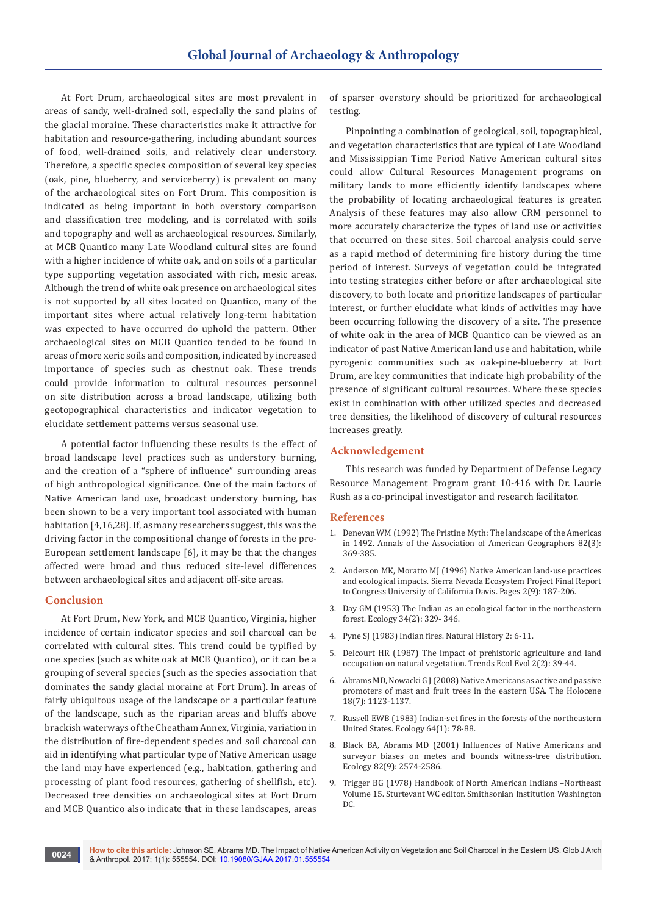At Fort Drum, archaeological sites are most prevalent in areas of sandy, well-drained soil, especially the sand plains of the glacial moraine. These characteristics make it attractive for habitation and resource-gathering, including abundant sources of food, well-drained soils, and relatively clear understory. Therefore, a specific species composition of several key species (oak, pine, blueberry, and serviceberry) is prevalent on many of the archaeological sites on Fort Drum. This composition is indicated as being important in both overstory comparison and classification tree modeling, and is correlated with soils and topography and well as archaeological resources. Similarly, at MCB Quantico many Late Woodland cultural sites are found with a higher incidence of white oak, and on soils of a particular type supporting vegetation associated with rich, mesic areas. Although the trend of white oak presence on archaeological sites is not supported by all sites located on Quantico, many of the important sites where actual relatively long-term habitation was expected to have occurred do uphold the pattern. Other archaeological sites on MCB Quantico tended to be found in areas of more xeric soils and composition, indicated by increased importance of species such as chestnut oak. These trends could provide information to cultural resources personnel on site distribution across a broad landscape, utilizing both geotopographical characteristics and indicator vegetation to elucidate settlement patterns versus seasonal use.

A potential factor influencing these results is the effect of broad landscape level practices such as understory burning, and the creation of a "sphere of influence" surrounding areas of high anthropological significance. One of the main factors of Native American land use, broadcast understory burning, has been shown to be a very important tool associated with human habitation [4,16,28]. If, as many researchers suggest, this was the driving factor in the compositional change of forests in the pre-European settlement landscape [6], it may be that the changes affected were broad and thus reduced site-level differences between archaeological sites and adjacent off-site areas.

## Conclusion

At Fort Drum, New York, and MCB Quantico, Virginia, higher incidence of certain indicator species and soil charcoal can be correlated with cultural sites. This trend could be typified by one species (such as white oak at MCB Quantico), or it can be a grouping of several species (such as the species association that dominates the sandy glacial moraine at Fort Drum). In areas of fairly ubiquitous usage of the landscape or a particular feature of the landscape, such as the riparian areas and bluffs above brackish waterways of the Cheatham Annex, Virginia, variation in the distribution of fire-dependent species and soil charcoal can aid in identifying what particular type of Native American usage the land may have experienced (e.g., habitation, gathering and processing of plant food resources, gathering of shellfish, etc). Decreased tree densities on archaeological sites at Fort Drum and MCB Quantico also indicate that in these landscapes, areas of sparser overstory should be prioritized for archaeological testing.

Pinpointing a combination of geological, soil, topographical, and vegetation characteristics that are typical of Late Woodland and Mississippian Time Period Native American cultural sites could allow Cultural Resources Management programs on military lands to more efficiently identify landscapes where the probability of locating archaeological features is greater. Analysis of these features may also allow CRM personnel to more accurately characterize the types of land use or activities that occurred on these sites. Soil charcoal analysis could serve as a rapid method of determining fire history during the time period of interest. Surveys of vegetation could be integrated into testing strategies either before or after archaeological site discovery, to both locate and prioritize landscapes of particular interest, or further elucidate what kinds of activities may have been occurring following the discovery of a site. The presence of white oak in the area of MCB Quantico can be viewed as an indicator of past Native American land use and habitation, while pyrogenic communities such as oak-pine-blueberry at Fort Drum, are key communities that indicate high probability of the presence of significant cultural resources. Where these species exist in combination with other utilized species and decreased tree densities, the likelihood of discovery of cultural resources increases greatly.

## Acknowledgement

This research was funded by Department of Defense Legacy Resource Management Program grant 10-416 with Dr. Laurie Rush as a co-principal investigator and research facilitator.

## References

1. Denevan WM (1992) The Pristine Myth: The landscape of the Americas in 1492. Annals of the Association of American Geographers 82(3): 369-385.
2. Anderson MK, Moratto MJ (1996) Native American land-use practices and ecological impacts. Sierra Nevada Ecosystem Project Final Report to Congress University of California Davis. Pages 2(9): 187-206.
3. Day GM (1953) The Indian as an ecological factor in the northeastern forest. Ecology 34(2): 329- 346.
4. Pyne SJ (1983) Indian fires. Natural History 2: 6-11.
5. Delcourt HR (1987) The impact of prehistoric agriculture and land occupation on natural vegetation. Trends Ecol Evol 2(2): 39-44.
6. Abrams MD, Nowacki G J (2008) Native Americans as active and passive promoters of mast and fruit trees in the eastern USA. The Holocene 18(7): 1123-1137.
7. Russell EWB (1983) Indian-set fires in the forests of the northeastern United States. Ecology 64(1): 78-88.
8. Black BA, Abrams MD (2001) Influences of Native Americans and surveyor biases on metes and bounds witness-tree distribution. Ecology 82(9): 2574-2586.
9. Trigger BG (1978) Handbook of North American Indians –Northeast Volume 15. Sturtevant WC editor. Smithsonian Institution Washington DC.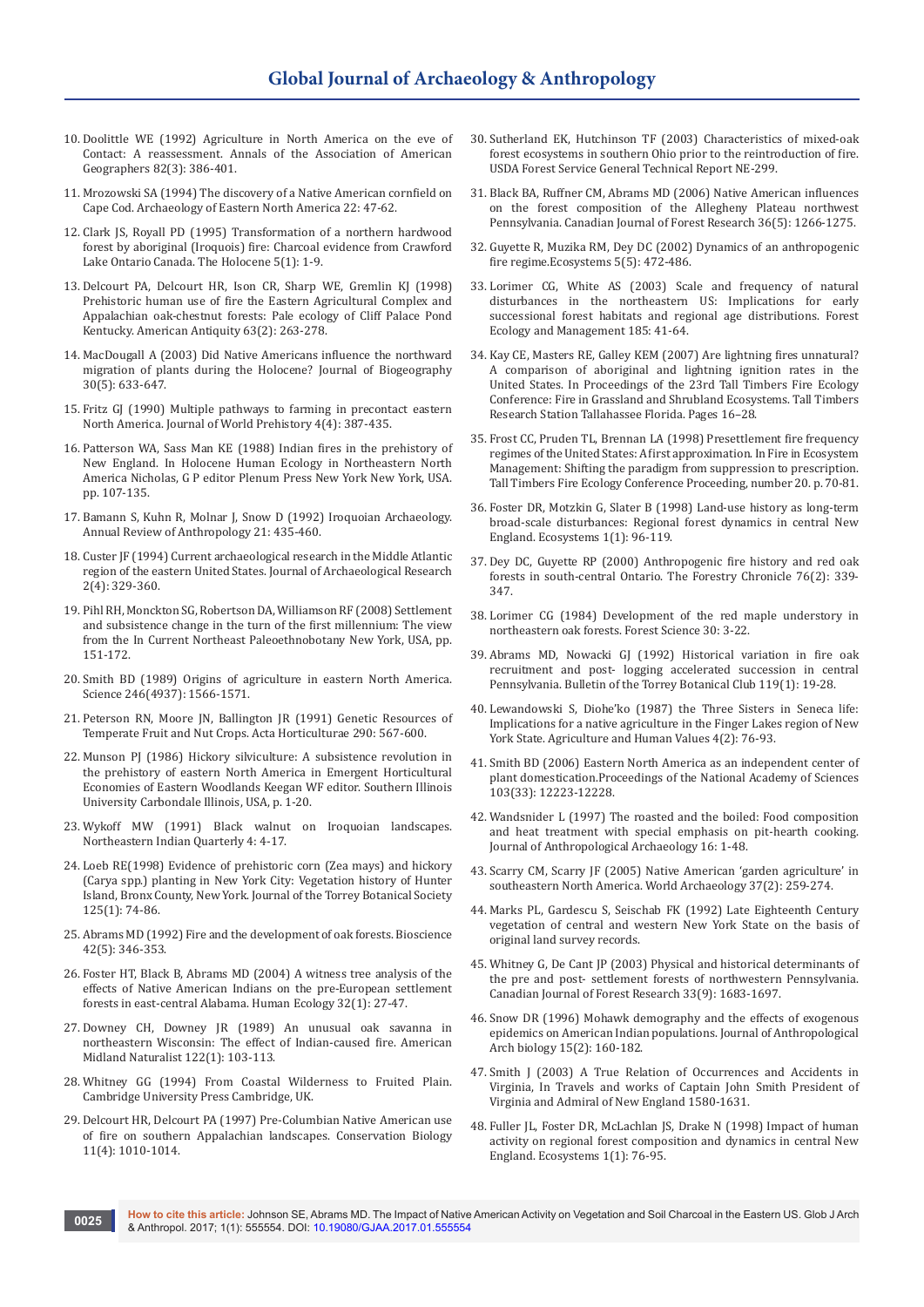10. Doolittle WE (1992) Agriculture in North America on the eve of Contact: A reassessment. Annals of the Association of American Geographers 82(3): 386-401.

11. Mrozowski SA (1994) The discovery of a Native American cornfield on Cape Cod. Archaeology of Eastern North America 22: 47-62.

12. Clark JS, Royall PD (1995) Transformation of a northern hardwood forest by aboriginal (Iroquois) fire: Charcoal evidence from Crawford Lake Ontario Canada. The Holocene 5(1): 1-9.

13. Delcourt PA, Delcourt HR, Ison CR, Sharp WE, Gremlin KJ (1998) Prehistoric human use of fire the Eastern Agricultural Complex and Appalachian oak-chestnut forests: Pale ecology of Cliff Palace Pond Kentucky. American Antiquity 63(2): 263-278.

14. MacDougall A (2003) Did Native Americans influence the northward migration of plants during the Holocene? Journal of Biogeography 30(5): 633-647.

15. Fritz GJ (1990) Multiple pathways to farming in precontact eastern North America. Journal of World Prehistory 4(4): 387-435.

16. Patterson WA, Sass Man KE (1988) Indian fires in the prehistory of New England. In Holocene Human Ecology in Northeastern North America Nicholas, G P editor Plenum Press New York New York, USA. pp. 107-135.

17. Bamann S, Kuhn R, Molnar J, Snow D (1992) Iroquoian Archaeology. Annual Review of Anthropology 21: 435-460.

18. Custer JF (1994) Current archaeological research in the Middle Atlantic region of the eastern United States. Journal of Archaeological Research 2(4): 329-360.

19. Pihl RH, Monckton SG, Robertson DA, Williamson RF (2008) Settlement and subsistence change in the turn of the first millennium: The view from the In Current Northeast Paleoethnobotany New York, USA, pp. 151-172.

20. Smith BD (1989) Origins of agriculture in eastern North America. Science 246(4937): 1566-1571.

21. Peterson RN, Moore JN, Ballington JR (1991) Genetic Resources of Temperate Fruit and Nut Crops. Acta Horticulturae 290: 567-600.

22. Munson PJ (1986) Hickory silviculture: A subsistence revolution in the prehistory of eastern North America in Emergent Horticultural Economies of Eastern Woodlands Keegan WF editor. Southern Illinois University Carbondale Illinois, USA, p. 1-20.

23. Wykoff MW (1991) Black walnut on Iroquoian landscapes. Northeastern Indian Quarterly 4: 4-17.

24. Loeb RE(1998) Evidence of prehistoric corn (Zea mays) and hickory (Carya spp.) planting in New York City: Vegetation history of Hunter Island, Bronx County, New York. Journal of the Torrey Botanical Society 125(1): 74-86.

25. Abrams MD (1992) Fire and the development of oak forests. Bioscience 42(5): 346-353.

26. Foster HT, Black B, Abrams MD (2004) A witness tree analysis of the effects of Native American Indians on the pre-European settlement forests in east-central Alabama. Human Ecology 32(1): 27-47.

27. Downey CH, Downey JR (1989) An unusual oak savanna in northeastern Wisconsin: The effect of Indian-caused fire. American Midland Naturalist 122(1): 103-113.

28. Whitney GG (1994) From Coastal Wilderness to Fruited Plain. Cambridge University Press Cambridge, UK.

29. Delcourt HR, Delcourt PA (1997) Pre-Columbian Native American use of fire on southern Appalachian landscapes. Conservation Biology 11(4): 1010-1014.

30. Sutherland EK, Hutchinson TF (2003) Characteristics of mixed-oak forest ecosystems in southern Ohio prior to the reintroduction of fire. USDA Forest Service General Technical Report NE-299.

31. Black BA, Ruffner CM, Abrams MD (2006) Native American influences on the forest composition of the Allegheny Plateau northwest Pennsylvania. Canadian Journal of Forest Research 36(5): 1266-1275.

32. Guyette R, Muzika RM, Dey DC (2002) Dynamics of an anthropogenic fire regime.Ecosystems 5(5): 472-486.

33. Lorimer CG, White AS (2003) Scale and frequency of natural disturbances in the northeastern US: Implications for early successional forest habitats and regional age distributions. Forest Ecology and Management 185: 41-64.

34. Kay CE, Masters RE, Galley KEM (2007) Are lightning fires unnatural? A comparison of aboriginal and lightning ignition rates in the United States. In Proceedings of the 23rd Tall Timbers Fire Ecology Conference: Fire in Grassland and Shrubland Ecosystems. Tall Timbers Research Station Tallahassee Florida. Pages 16–28.

35. Frost CC, Pruden TL, Brennan LA (1998) Presettlement fire frequency regimes of the United States: A first approximation. In Fire in Ecosystem Management: Shifting the paradigm from suppression to prescription. Tall Timbers Fire Ecology Conference Proceeding, number 20. p. 70-81.

36. Foster DR, Motzkin G, Slater B (1998) Land-use history as long-term broad-scale disturbances: Regional forest dynamics in central New England. Ecosystems 1(1): 96-119.

37. Dey DC, Guyette RP (2000) Anthropogenic fire history and red oak forests in south-central Ontario. The Forestry Chronicle 76(2): 339-347.

38. Lorimer CG (1984) Development of the red maple understory in northeastern oak forests. Forest Science 30: 3-22.

39. Abrams MD, Nowacki GJ (1992) Historical variation in fire oak recruitment and post- logging accelerated succession in central Pennsylvania. Bulletin of the Torrey Botanical Club 119(1): 19-28.

40. Lewandowski S, Diohe'ko (1987) the Three Sisters in Seneca life: Implications for a native agriculture in the Finger Lakes region of New York State. Agriculture and Human Values 4(2): 76-93.

41. Smith BD (2006) Eastern North America as an independent center of plant domestication.Proceedings of the National Academy of Sciences 103(33): 12223-12228.

42. Wandsnider L (1997) The roasted and the boiled: Food composition and heat treatment with special emphasis on pit-hearth cooking. Journal of Anthropological Archaeology 16: 1-48.

43. Scarry CM, Scarry JF (2005) Native American 'garden agriculture' in southeastern North America. World Archaeology 37(2): 259-274.

44. Marks PL, Gardescu S, Seischab FK (1992) Late Eighteenth Century vegetation of central and western New York State on the basis of original land survey records.

45. Whitney G, De Cant JP (2003) Physical and historical determinants of the pre and post- settlement forests of northwestern Pennsylvania. Canadian Journal of Forest Research 33(9): 1683-1697.

46. Snow DR (1996) Mohawk demography and the effects of exogenous epidemics on American Indian populations. Journal of Anthropological Arch biology 15(2): 160-182.

47. Smith J (2003) A True Relation of Occurrences and Accidents in Virginia, In Travels and works of Captain John Smith President of Virginia and Admiral of New England 1580-1631.

48. Fuller JL, Foster DR, McLachlan JS, Drake N (1998) Impact of human activity on regional forest composition and dynamics in central New England. Ecosystems 1(1): 76-95.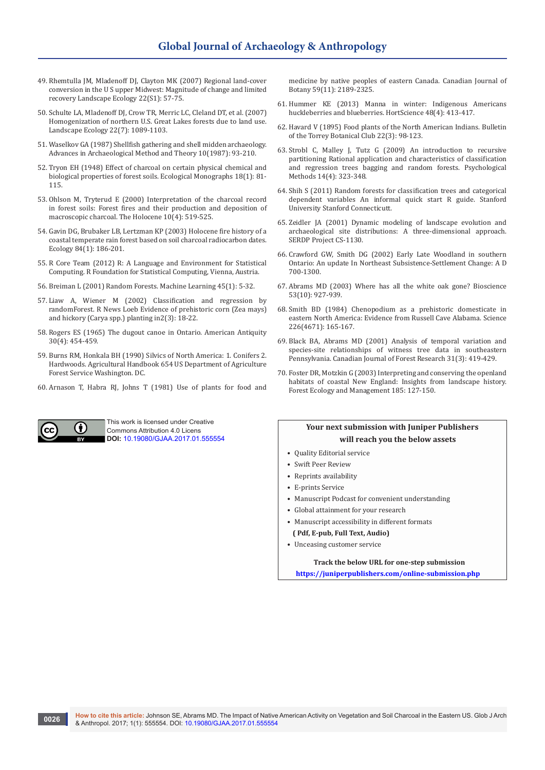49. Rhemtulla JM, Mladenoff DJ, Clayton MK (2007) Regional land-cover conversion in the U S upper Midwest: Magnitude of change and limited recovery Landscape Ecology 22(S1): 57-75.

50. Schulte LA, Mladenoff DJ, Crow TR, Merric LC, Cleland DT, et al. (2007) Homogenization of northern U.S. Great Lakes forests due to land use. Landscape Ecology 22(7): 1089-1103.

51. Waselkov GA (1987) Shellfish gathering and shell midden archaeology. Advances in Archaeological Method and Theory 10(1987): 93-210.

52. Tryon EH (1948) Effect of charcoal on certain physical chemical and biological properties of forest soils. Ecological Monographs 18(1): 81-115.

53. Ohlson M, Tryterud E (2000) Interpretation of the charcoal record in forest soils: Forest fires and their production and deposition of macroscopic charcoal. The Holocene 10(4): 519-525.

54. Gavin DG, Brubaker LB, Lertzman KP (2003) Holocene fire history of a coastal temperate rain forest based on soil charcoal radiocarbon dates. Ecology 84(1): 186-201.

55. R Core Team (2012) R: A Language and Environment for Statistical Computing. R Foundation for Statistical Computing, Vienna, Austria.

56. Breiman L (2001) Random Forests. Machine Learning 45(1): 5-32.

57. Liaw A, Wiener M (2002) Classification and regression by randomForest. R News Loeb Evidence of prehistoric corn (Zea mays) and hickory (Carya spp.) planting in2(3): 18-22.

58. Rogers ES (1965) The dugout canoe in Ontario. American Antiquity 30(4): 454-459.

59. Burns RM, Honkala BH (1990) Silvics of North America: 1. Conifers 2. Hardwoods. Agricultural Handbook 654 US Department of Agriculture Forest Service Washington. DC.

60. Arnason T, Habra RJ, Johns T (1981) Use of plants for food and medicine by native peoples of eastern Canada. Canadian Journal of Botany 59(11): 2189-2325.

61. Hummer KE (2013) Manna in winter: Indigenous Americans huckleberries and blueberries. HortScience 48(4): 413-417.

62. Havard V (1895) Food plants of the North American Indians. Bulletin of the Torrey Botanical Club 22(3): 98-123.

63. Strobl C, Malley J, Tutz G (2009) An introduction to recursive partitioning Rational application and characteristics of classification and regression trees bagging and random forests. Psychological Methods 14(4): 323-348.

64. Shih S (2011) Random forests for classification trees and categorical dependent variables An informal quick start R guide. Stanford University Stanford Connecticutt.

65. Zeidler JA (2001) Dynamic modeling of landscape evolution and archaeological site distributions: A three-dimensional approach. SERDP Project CS-1130.

66. Crawford GW, Smith DG (2002) Early Late Woodland in southern Ontario: An update In Northeast Subsistence-Settlement Change: A D 700-1300.

67. Abrams MD (2003) Where has all the white oak gone? Bioscience 53(10): 927-939.

68. Smith BD (1984) Chenopodium as a prehistoric domesticate in eastern North America: Evidence from Russell Cave Alabama. Science 226(4671): 165-167.

69. Black BA, Abrams MD (2001) Analysis of temporal variation and species-site relationships of witness tree data in southeastern Pennsylvania. Canadian Journal of Forest Research 31(3): 419-429.

70. Foster DR, Motzkin G (2003) Interpreting and conserving the openland habitats of coastal New England: Insights from landscape history. Forest Ecology and Management 185: 127-150.

This work is licensed under Creative Commons Attribution 4.0 Licens
**DOI:** 10.19080/GJAA.2017.01.555554

**Your next submission with Juniper Publishers will reach you the below assets**

- Quality Editorial service
- Swift Peer Review
- Reprints availability
- E-prints Service
- Manuscript Podcast for convenient understanding
- Global attainment for your research
- Manuscript accessibility in different formats
  **( Pdf, E-pub, Full Text, Audio)**
- Unceasing customer service

**Track the below URL for one-step submission**
**https://juniperpublishers.com/online-submission.php**

**How to cite this article:** Johnson SE, Abrams MD. The Impact of Native American Activity on Vegetation and Soil Charcoal in the Eastern US. Glob J Arch & Anthropol. 2017; 1(1): 555554. DOI: 10.19080/GJAA.2017.01.555554